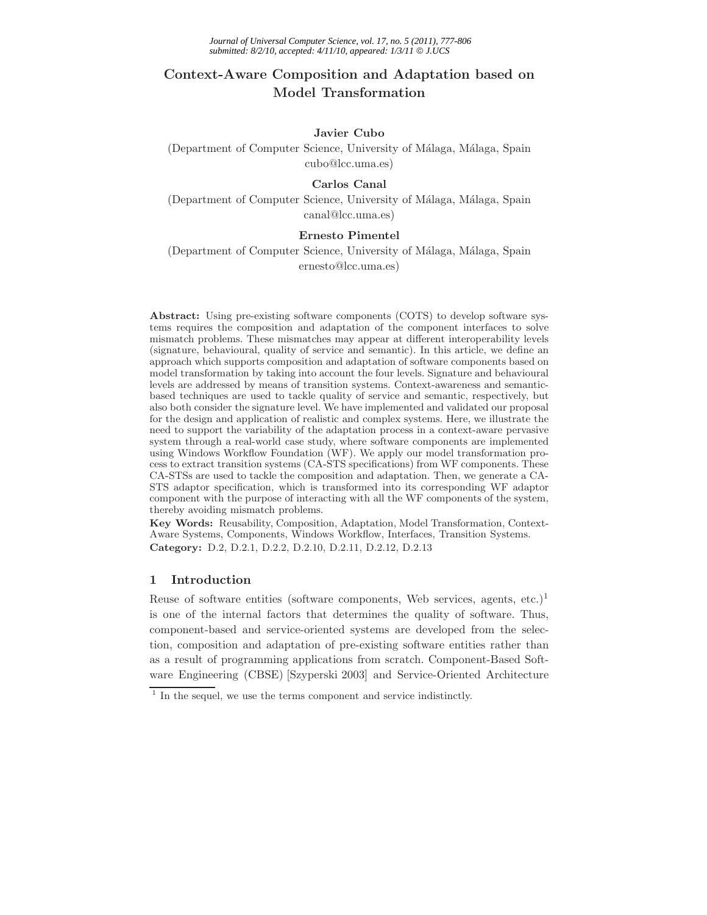# Context-Aware Composition and Adaptation based on Model Transformation

**Javier Cubo**
(Department of Computer Science, University of Málaga, Málaga, Spain
cubo@lcc.uma.es)

**Carlos Canal**
(Department of Computer Science, University of Málaga, Málaga, Spain
canal@lcc.uma.es)

**Ernesto Pimentel**
(Department of Computer Science, University of Málaga, Málaga, Spain
ernesto@lcc.uma.es)

**Abstract:** Using pre-existing software components (COTS) to develop software systems requires the composition and adaptation of the component interfaces to solve mismatch problems. These mismatches may appear at different interoperability levels (signature, behavioural, quality of service and semantic). In this article, we define an approach which supports composition and adaptation of software components based on model transformation by taking into account the four levels. Signature and behavioural levels are addressed by means of transition systems. Context-awareness and semantic-based techniques are used to tackle quality of service and semantic, respectively, but also both consider the signature level. We have implemented and validated our proposal for the design and application of realistic and complex systems. Here, we illustrate the need to support the variability of the adaptation process in a context-aware pervasive system through a real-world case study, where software components are implemented using Windows Workflow Foundation (WF). We apply our model transformation process to extract transition systems (CA-STS specifications) from WF components. These CA-STSs are used to tackle the composition and adaptation. Then, we generate a CA-STS adaptor specification, which is transformed into its corresponding WF adaptor component with the purpose of interacting with all the WF components of the system, thereby avoiding mismatch problems.

**Key Words:** Reusability, Composition, Adaptation, Model Transformation, Context-Aware Systems, Components, Windows Workflow, Interfaces, Transition Systems.

**Category:** D.2, D.2.1, D.2.2, D.2.10, D.2.11, D.2.12, D.2.13

## 1 Introduction

Reuse of software entities (software components, Web services, agents, etc.)[1] is one of the internal factors that determines the quality of software. Thus, component-based and service-oriented systems are developed from the selection, composition and adaptation of pre-existing software entities rather than as a result of programming applications from scratch. Component-Based Software Engineering (CBSE) [Szyperski 2003] and Service-Oriented Architecture

[1] In the sequel, we use the terms component and service indistinctly.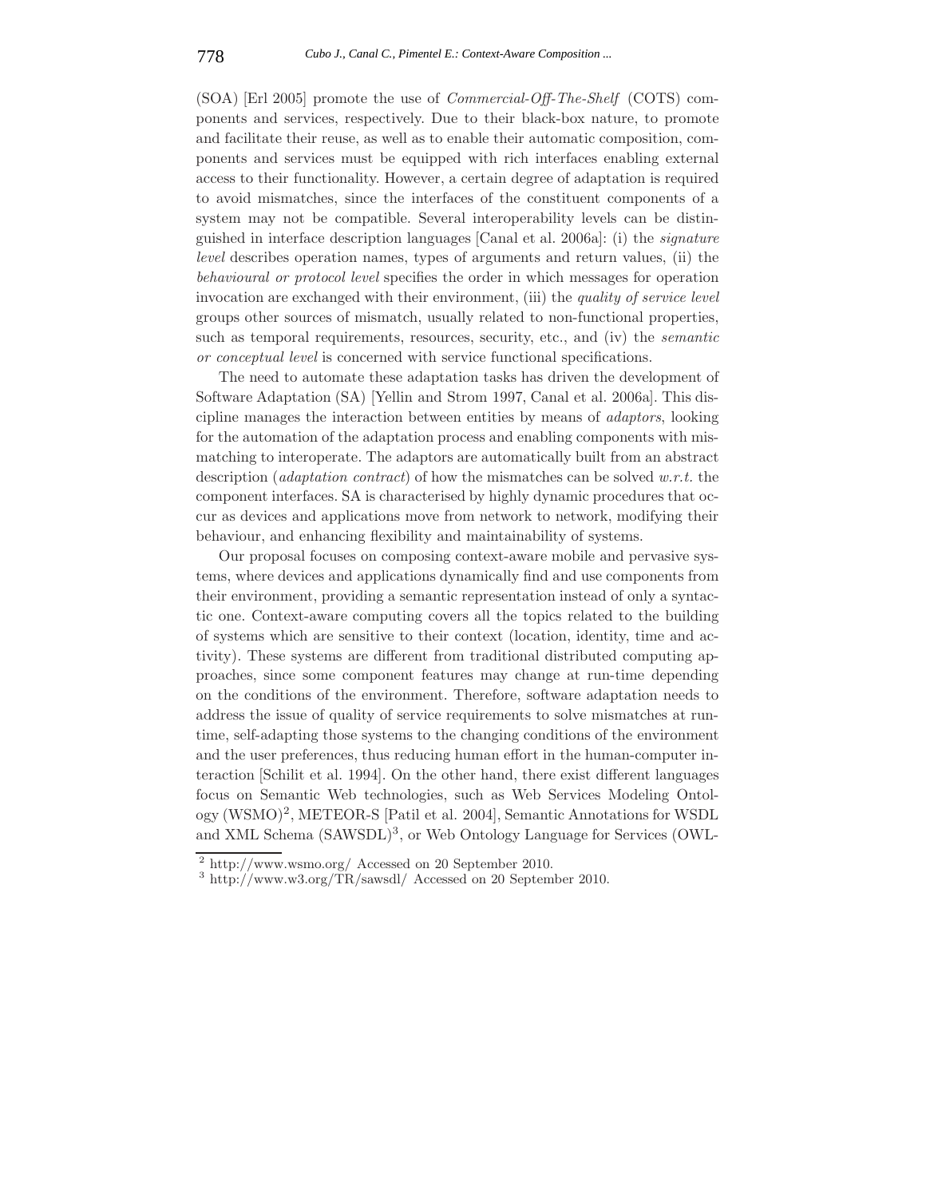(SOA) [Erl 2005] promote the use of *Commercial-Off-The-Shelf* (COTS) components and services, respectively. Due to their black-box nature, to promote and facilitate their reuse, as well as to enable their automatic composition, components and services must be equipped with rich interfaces enabling external access to their functionality. However, a certain degree of adaptation is required to avoid mismatches, since the interfaces of the constituent components of a system may not be compatible. Several interoperability levels can be distinguished in interface description languages [Canal et al. 2006a]: (i) the *signature level* describes operation names, types of arguments and return values, (ii) the *behavioural or protocol level* specifies the order in which messages for operation invocation are exchanged with their environment, (iii) the *quality of service level* groups other sources of mismatch, usually related to non-functional properties, such as temporal requirements, resources, security, etc., and (iv) the *semantic or conceptual level* is concerned with service functional specifications.

The need to automate these adaptation tasks has driven the development of Software Adaptation (SA) [Yellin and Strom 1997, Canal et al. 2006a]. This discipline manages the interaction between entities by means of *adaptors*, looking for the automation of the adaptation process and enabling components with mismatching to interoperate. The adaptors are automatically built from an abstract description (*adaptation contract*) of how the mismatches can be solved *w.r.t.* the component interfaces. SA is characterised by highly dynamic procedures that occur as devices and applications move from network to network, modifying their behaviour, and enhancing flexibility and maintainability of systems.

Our proposal focuses on composing context-aware mobile and pervasive systems, where devices and applications dynamically find and use components from their environment, providing a semantic representation instead of only a syntactic one. Context-aware computing covers all the topics related to the building of systems which are sensitive to their context (location, identity, time and activity). These systems are different from traditional distributed computing approaches, since some component features may change at run-time depending on the conditions of the environment. Therefore, software adaptation needs to address the issue of quality of service requirements to solve mismatches at runtime, self-adapting those systems to the changing conditions of the environment and the user preferences, thus reducing human effort in the human-computer interaction [Schilit et al. 1994]. On the other hand, there exist different languages focus on Semantic Web technologies, such as Web Services Modeling Ontology (WSMO)[2], METEOR-S [Patil et al. 2004], Semantic Annotations for WSDL and XML Schema (SAWSDL)[3], or Web Ontology Language for Services (OWL-

[2] http://www.wsmo.org/ Accessed on 20 September 2010.

[3] http://www.w3.org/TR/sawsdl/ Accessed on 20 September 2010.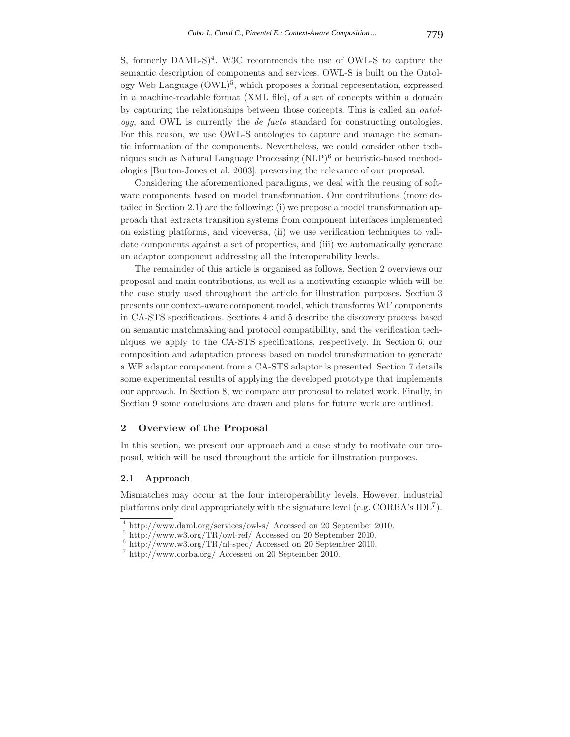S, formerly DAML-S)[4]. W3C recommends the use of OWL-S to capture the semantic description of components and services. OWL-S is built on the Ontology Web Language (OWL)[5], which proposes a formal representation, expressed in a machine-readable format (XML file), of a set of concepts within a domain by capturing the relationships between those concepts. This is called an *ontology*, and OWL is currently the *de facto* standard for constructing ontologies. For this reason, we use OWL-S ontologies to capture and manage the semantic information of the components. Nevertheless, we could consider other techniques such as Natural Language Processing (NLP)[6] or heuristic-based methodologies [Burton-Jones et al. 2003], preserving the relevance of our proposal.

Considering the aforementioned paradigms, we deal with the reusing of software components based on model transformation. Our contributions (more detailed in Section 2.1) are the following: (i) we propose a model transformation approach that extracts transition systems from component interfaces implemented on existing platforms, and viceversa, (ii) we use verification techniques to validate components against a set of properties, and (iii) we automatically generate an adaptor component addressing all the interoperability levels.

The remainder of this article is organised as follows. Section 2 overviews our proposal and main contributions, as well as a motivating example which will be the case study used throughout the article for illustration purposes. Section 3 presents our context-aware component model, which transforms WF components in CA-STS specifications. Sections 4 and 5 describe the discovery process based on semantic matchmaking and protocol compatibility, and the verification techniques we apply to the CA-STS specifications, respectively. In Section 6, our composition and adaptation process based on model transformation to generate a WF adaptor component from a CA-STS adaptor is presented. Section 7 details some experimental results of applying the developed prototype that implements our approach. In Section 8, we compare our proposal to related work. Finally, in Section 9 some conclusions are drawn and plans for future work are outlined.

## 2 Overview of the Proposal

In this section, we present our approach and a case study to motivate our proposal, which will be used throughout the article for illustration purposes.

### 2.1 Approach

Mismatches may occur at the four interoperability levels. However, industrial platforms only deal appropriately with the signature level (e.g. CORBA's IDL[7]).

---

[4] http://www.daml.org/services/owl-s/ Accessed on 20 September 2010.
[5] http://www.w3.org/TR/owl-ref/ Accessed on 20 September 2010.
[6] http://www.w3.org/TR/nl-spec/ Accessed on 20 September 2010.
[7] http://www.corba.org/ Accessed on 20 September 2010.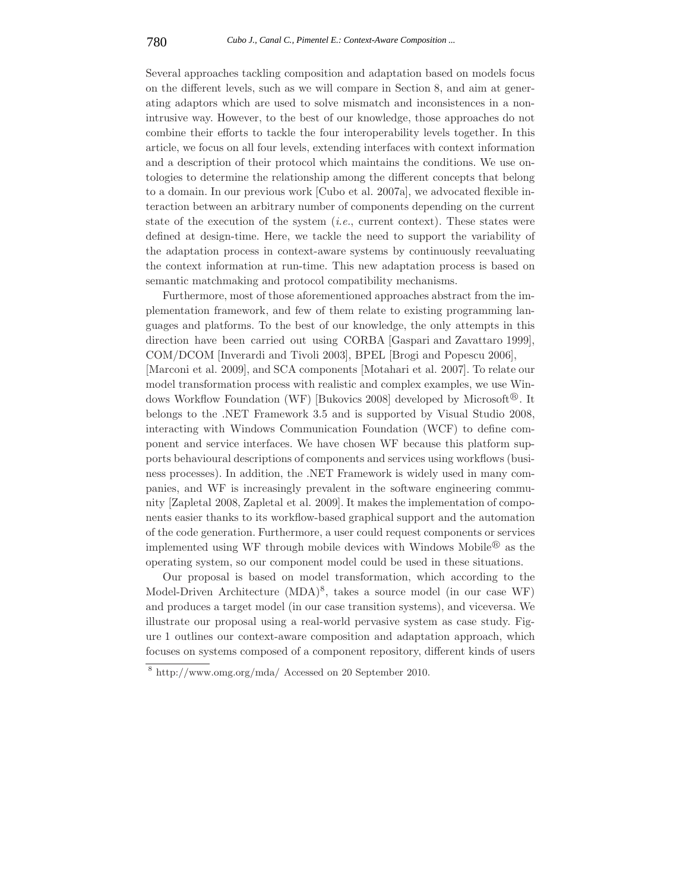Several approaches tackling composition and adaptation based on models focus on the different levels, such as we will compare in Section 8, and aim at generating adaptors which are used to solve mismatch and inconsistences in a non-intrusive way. However, to the best of our knowledge, those approaches do not combine their efforts to tackle the four interoperability levels together. In this article, we focus on all four levels, extending interfaces with context information and a description of their protocol which maintains the conditions. We use ontologies to determine the relationship among the different concepts that belong to a domain. In our previous work [Cubo et al. 2007a], we advocated flexible interaction between an arbitrary number of components depending on the current state of the execution of the system (*i.e.*, current context). These states were defined at design-time. Here, we tackle the need to support the variability of the adaptation process in context-aware systems by continuously reevaluating the context information at run-time. This new adaptation process is based on semantic matchmaking and protocol compatibility mechanisms.

Furthermore, most of those aforementioned approaches abstract from the implementation framework, and few of them relate to existing programming languages and platforms. To the best of our knowledge, the only attempts in this direction have been carried out using CORBA [Gaspari and Zavattaro 1999], COM/DCOM [Inverardi and Tivoli 2003], BPEL [Brogi and Popescu 2006], [Marconi et al. 2009], and SCA components [Motahari et al. 2007]. To relate our model transformation process with realistic and complex examples, we use Windows Workflow Foundation (WF) [Bukovics 2008] developed by Microsoft®. It belongs to the .NET Framework 3.5 and is supported by Visual Studio 2008, interacting with Windows Communication Foundation (WCF) to define component and service interfaces. We have chosen WF because this platform supports behavioural descriptions of components and services using workflows (business processes). In addition, the .NET Framework is widely used in many companies, and WF is increasingly prevalent in the software engineering community [Zapletal 2008, Zapletal et al. 2009]. It makes the implementation of components easier thanks to its workflow-based graphical support and the automation of the code generation. Furthermore, a user could request components or services implemented using WF through mobile devices with Windows Mobile® as the operating system, so our component model could be used in these situations.

Our proposal is based on model transformation, which according to the Model-Driven Architecture (MDA)[8], takes a source model (in our case WF) and produces a target model (in our case transition systems), and viceversa. We illustrate our proposal using a real-world pervasive system as case study. Figure 1 outlines our context-aware composition and adaptation approach, which focuses on systems composed of a component repository, different kinds of users

[8] http://www.omg.org/mda/ Accessed on 20 September 2010.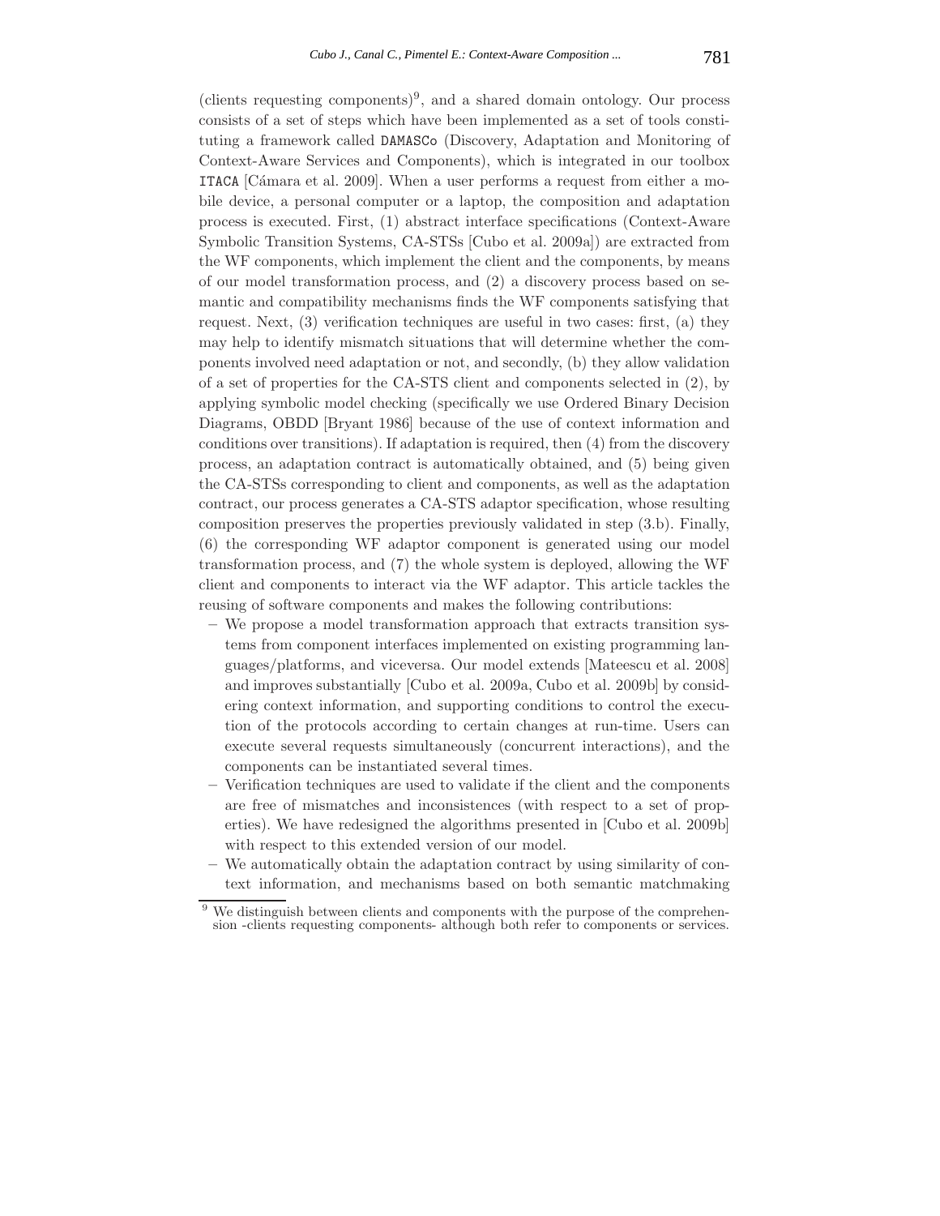(clients requesting components)[9], and a shared domain ontology. Our process consists of a set of steps which have been implemented as a set of tools constituting a framework called DAMASCo (Discovery, Adaptation and Monitoring of Context-Aware Services and Components), which is integrated in our toolbox ITACA [Cámara et al. 2009]. When a user performs a request from either a mobile device, a personal computer or a laptop, the composition and adaptation process is executed. First, (1) abstract interface specifications (Context-Aware Symbolic Transition Systems, CA-STSs [Cubo et al. 2009a]) are extracted from the WF components, which implement the client and the components, by means of our model transformation process, and (2) a discovery process based on semantic and compatibility mechanisms finds the WF components satisfying that request. Next, (3) verification techniques are useful in two cases: first, (a) they may help to identify mismatch situations that will determine whether the components involved need adaptation or not, and secondly, (b) they allow validation of a set of properties for the CA-STS client and components selected in (2), by applying symbolic model checking (specifically we use Ordered Binary Decision Diagrams, OBDD [Bryant 1986] because of the use of context information and conditions over transitions). If adaptation is required, then (4) from the discovery process, an adaptation contract is automatically obtained, and (5) being given the CA-STSs corresponding to client and components, as well as the adaptation contract, our process generates a CA-STS adaptor specification, whose resulting composition preserves the properties previously validated in step (3.b). Finally, (6) the corresponding WF adaptor component is generated using our model transformation process, and (7) the whole system is deployed, allowing the WF client and components to interact via the WF adaptor. This article tackles the reusing of software components and makes the following contributions:

- We propose a model transformation approach that extracts transition systems from component interfaces implemented on existing programming languages/platforms, and viceversa. Our model extends [Mateescu et al. 2008] and improves substantially [Cubo et al. 2009a, Cubo et al. 2009b] by considering context information, and supporting conditions to control the execution of the protocols according to certain changes at run-time. Users can execute several requests simultaneously (concurrent interactions), and the components can be instantiated several times.
- Verification techniques are used to validate if the client and the components are free of mismatches and inconsistences (with respect to a set of properties). We have redesigned the algorithms presented in [Cubo et al. 2009b] with respect to this extended version of our model.
- We automatically obtain the adaptation contract by using similarity of context information, and mechanisms based on both semantic matchmaking

[9] We distinguish between clients and components with the purpose of the comprehension -clients requesting components- although both refer to components or services.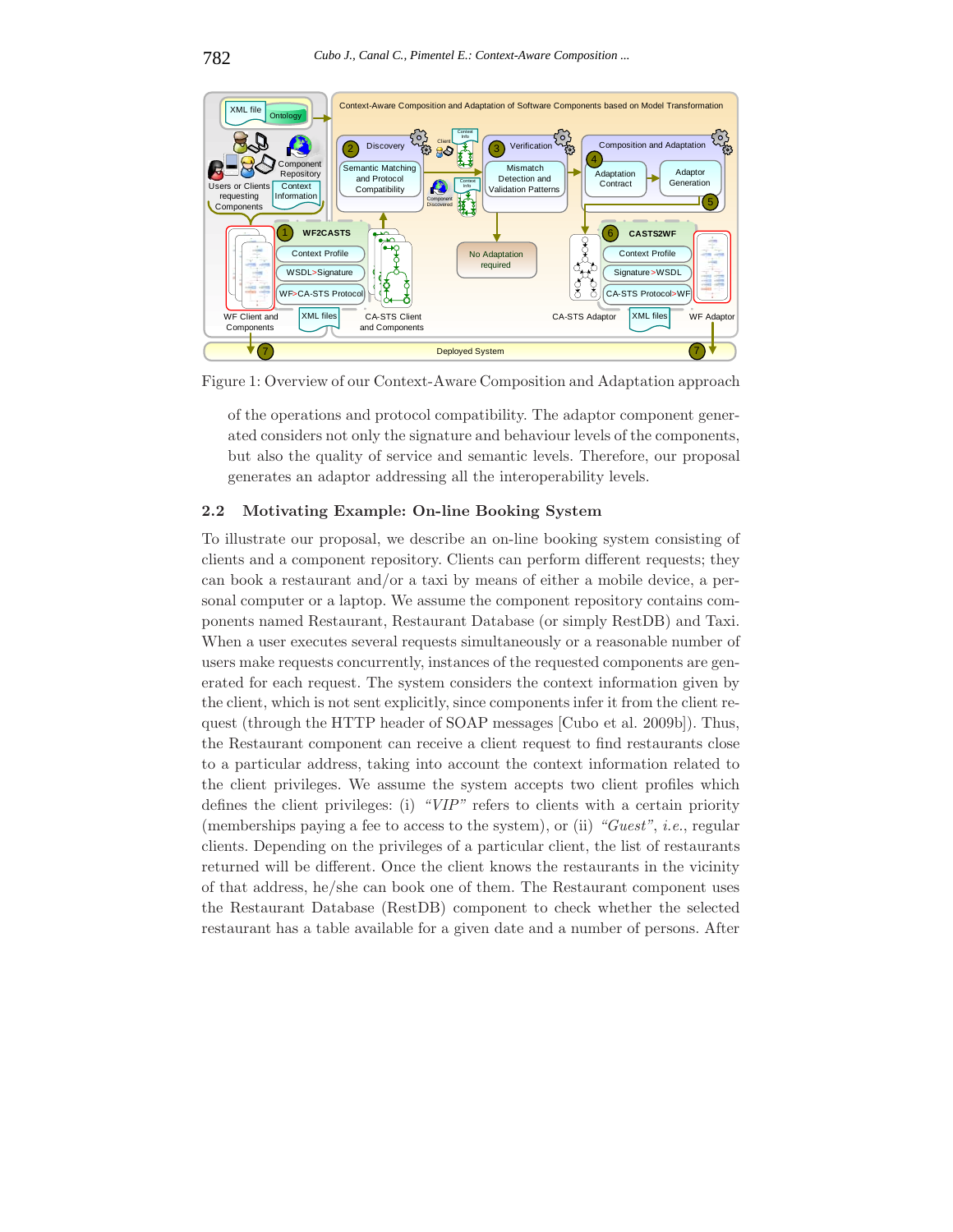Figure 1: Overview of our Context-Aware Composition and Adaptation approach

of the operations and protocol compatibility. The adaptor component generated considers not only the signature and behaviour levels of the components, but also the quality of service and semantic levels. Therefore, our proposal generates an adaptor addressing all the interoperability levels.

## 2.2 Motivating Example: On-line Booking System

To illustrate our proposal, we describe an on-line booking system consisting of clients and a component repository. Clients can perform different requests; they can book a restaurant and/or a taxi by means of either a mobile device, a personal computer or a laptop. We assume the component repository contains components named Restaurant, Restaurant Database (or simply RestDB) and Taxi. When a user executes several requests simultaneously or a reasonable number of users make requests concurrently, instances of the requested components are generated for each request. The system considers the context information given by the client, which is not sent explicitly, since components infer it from the client request (through the HTTP header of SOAP messages [Cubo et al. 2009b]). Thus, the Restaurant component can receive a client request to find restaurants close to a particular address, taking into account the context information related to the client privileges. We assume the system accepts two client profiles which defines the client privileges: (i) *"VIP"* refers to clients with a certain priority (memberships paying a fee to access to the system), or (ii) *"Guest"*, *i.e.*, regular clients. Depending on the privileges of a particular client, the list of restaurants returned will be different. Once the client knows the restaurants in the vicinity of that address, he/she can book one of them. The Restaurant component uses the Restaurant Database (RestDB) component to check whether the selected restaurant has a table available for a given date and a number of persons. After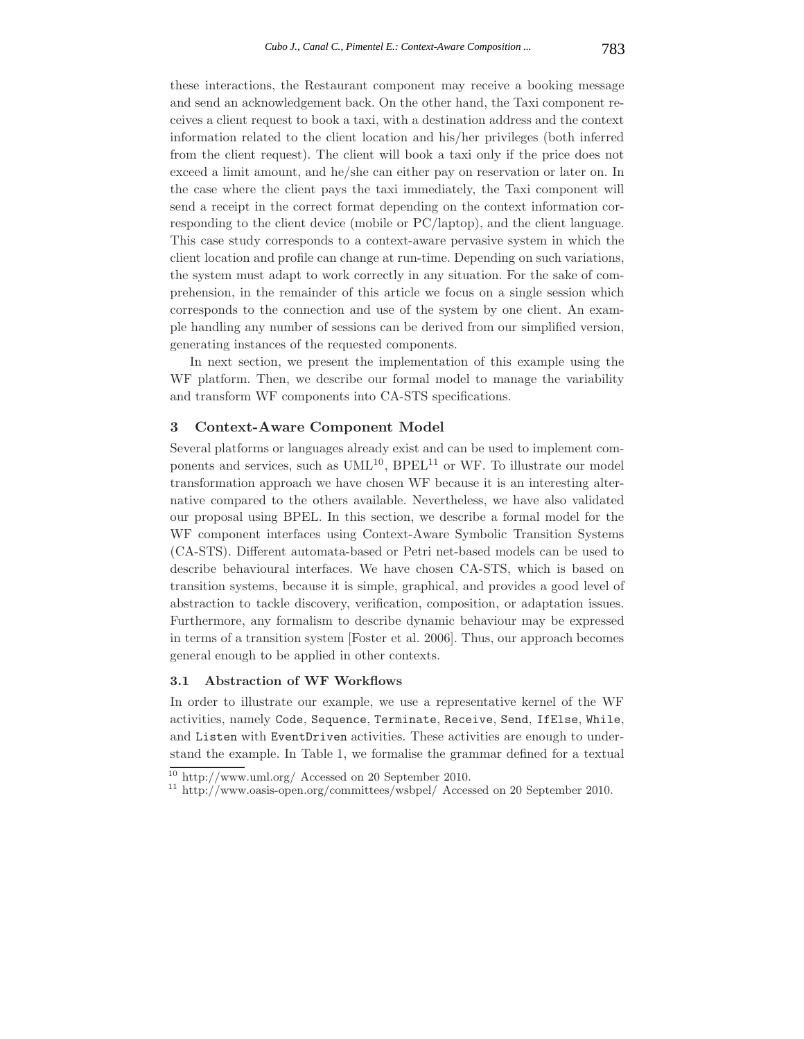these interactions, the Restaurant component may receive a booking message and send an acknowledgement back. On the other hand, the Taxi component receives a client request to book a taxi, with a destination address and the context information related to the client location and his/her privileges (both inferred from the client request). The client will book a taxi only if the price does not exceed a limit amount, and he/she can either pay on reservation or later on. In the case where the client pays the taxi immediately, the Taxi component will send a receipt in the correct format depending on the context information corresponding to the client device (mobile or PC/laptop), and the client language. This case study corresponds to a context-aware pervasive system in which the client location and profile can change at run-time. Depending on such variations, the system must adapt to work correctly in any situation. For the sake of comprehension, in the remainder of this article we focus on a single session which corresponds to the connection and use of the system by one client. An example handling any number of sessions can be derived from our simplified version, generating instances of the requested components.

In next section, we present the implementation of this example using the WF platform. Then, we describe our formal model to manage the variability and transform WF components into CA-STS specifications.

## 3 Context-Aware Component Model

Several platforms or languages already exist and can be used to implement components and services, such as UML[10], BPEL[11] or WF. To illustrate our model transformation approach we have chosen WF because it is an interesting alternative compared to the others available. Nevertheless, we have also validated our proposal using BPEL. In this section, we describe a formal model for the WF component interfaces using Context-Aware Symbolic Transition Systems (CA-STS). Different automata-based or Petri net-based models can be used to describe behavioural interfaces. We have chosen CA-STS, which is based on transition systems, because it is simple, graphical, and provides a good level of abstraction to tackle discovery, verification, composition, or adaptation issues. Furthermore, any formalism to describe dynamic behaviour may be expressed in terms of a transition system [Foster et al. 2006]. Thus, our approach becomes general enough to be applied in other contexts.

### 3.1 Abstraction of WF Workflows

In order to illustrate our example, we use a representative kernel of the WF activities, namely `Code`, `Sequence`, `Terminate`, `Receive`, `Send`, `IfElse`, `While`, and `Listen` with `EventDriven` activities. These activities are enough to understand the example. In Table 1, we formalise the grammar defined for a textual

[10] http://www.uml.org/ Accessed on 20 September 2010.

[11] http://www.oasis-open.org/committees/wsbpel/ Accessed on 20 September 2010.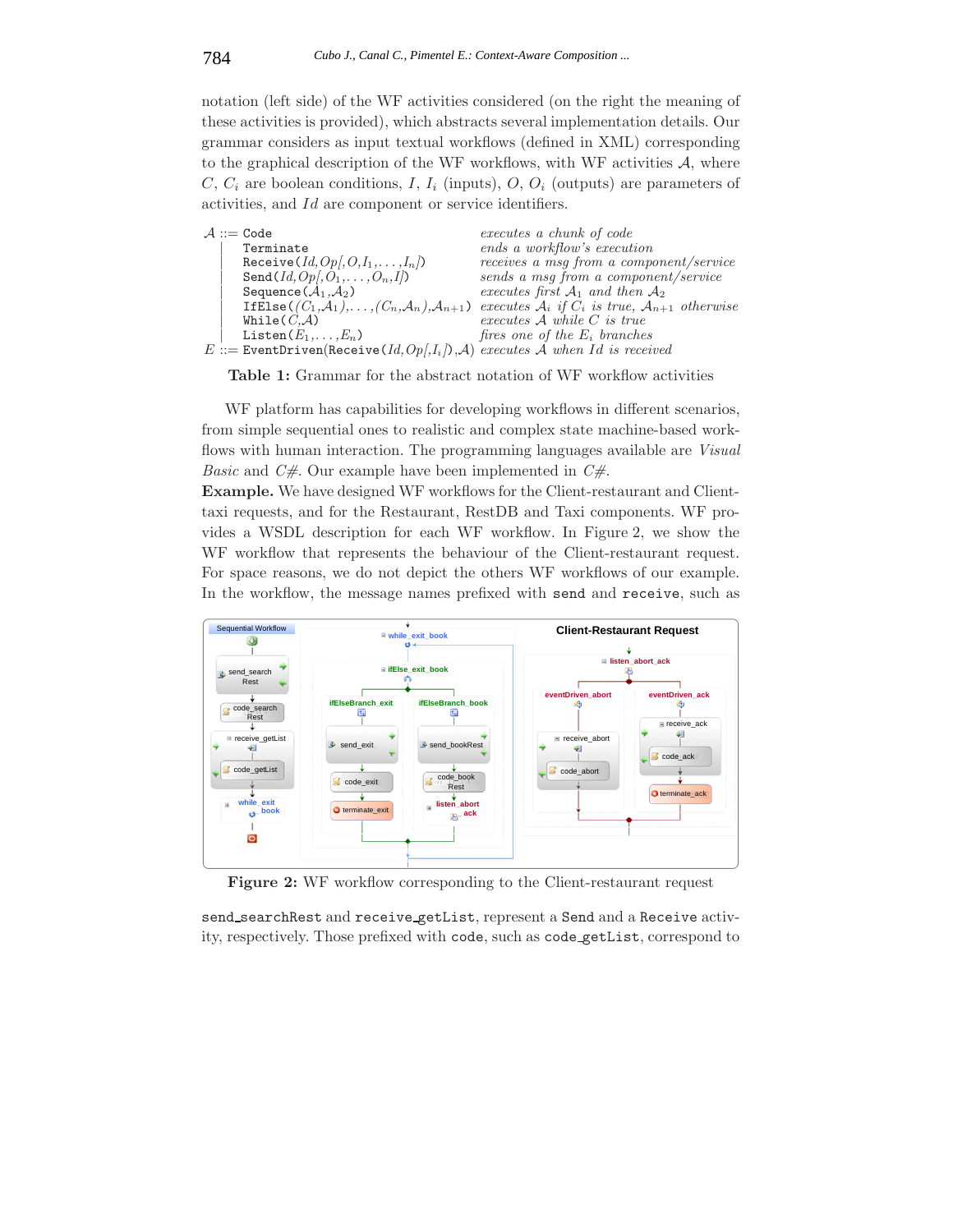notation (left side) of the WF activities considered (on the right the meaning of these activities is provided), which abstracts several implementation details. Our grammar considers as input textual workflows (defined in XML) corresponding to the graphical description of the WF workflows, with WF activities $\mathcal{A}$, where $C$, $C_i$ are boolean conditions, $I$, $I_i$ (inputs), $O$, $O_i$ (outputs) are parameters of activities, and $Id$ are component or service identifiers.

| | |
|---|---|
| $\mathcal{A}$ ::= `Code` | *executes a chunk of code* |
| \| `Terminate` | *ends a workflow's execution* |
| \| `Receive`$(Id,Op[,O,I_1,\ldots,I_n])$ | *receives a msg from a component/service* |
| \| `Send`$(Id,Op[,O_1,\ldots,O_n,I])$ | *sends a msg from a component/service* |
| \| `Sequence`$(\mathcal{A}_1,\mathcal{A}_2)$ | *executes first $\mathcal{A}_1$ and then $\mathcal{A}_2$* |
| \| `IfElse`$((C_1,\mathcal{A}_1),\ldots,(C_n,\mathcal{A}_n),\mathcal{A}_{n+1})$ | *executes $\mathcal{A}_i$ if $C_i$ is true, $\mathcal{A}_{n+1}$ otherwise* |
| \| `While`$(C,\mathcal{A})$ | *executes $\mathcal{A}$ while $C$ is true* |
| \| `Listen`$(E_1,\ldots,E_n)$ | *fires one of the $E_i$ branches* |
| $E$ ::= `EventDriven`(`Receive`$(Id,Op[,I_i]),\mathcal{A})$ | *executes $\mathcal{A}$ when $Id$ is received* |

**Table 1:** Grammar for the abstract notation of WF workflow activities

WF platform has capabilities for developing workflows in different scenarios, from simple sequential ones to realistic and complex state machine-based workflows with human interaction. The programming languages available are *Visual Basic* and *C#*. Our example have been implemented in *C#*.

**Example.** We have designed WF workflows for the Client-restaurant and Client-taxi requests, and for the Restaurant, RestDB and Taxi components. WF provides a WSDL description for each WF workflow. In Figure 2, we show the WF workflow that represents the behaviour of the Client-restaurant request. For space reasons, we do not depict the others WF workflows of our example. In the workflow, the message names prefixed with `send` and `receive`, such as

**Figure 2:** WF workflow corresponding to the Client-restaurant request

`send_searchRest` and `receive_getList`, represent a `Send` and a `Receive` activity, respectively. Those prefixed with `code`, such as `code_getList`, correspond to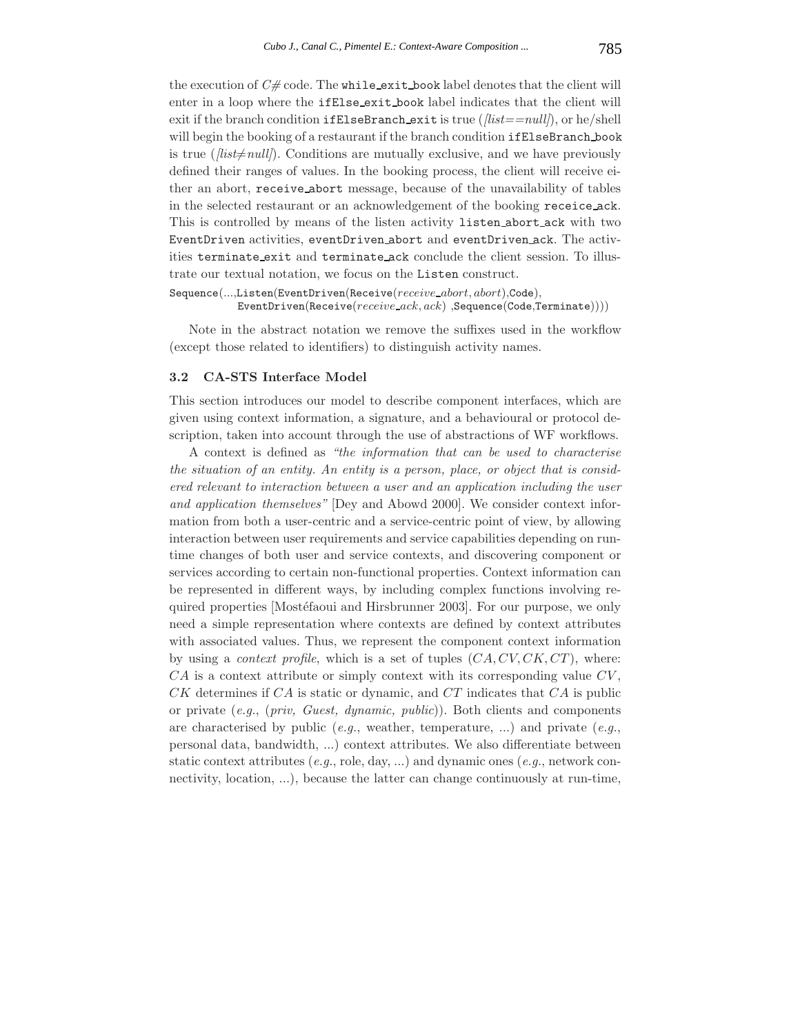the execution of *C#* code. The `while_exit_book` label denotes that the client will enter in a loop where the `ifElse_exit_book` label indicates that the client will exit if the branch condition `ifElseBranch_exit` is true (*[list==null]*), or he/shell will begin the booking of a restaurant if the branch condition `ifElseBranch_book` is true (*[list≠null]*). Conditions are mutually exclusive, and we have previously defined their ranges of values. In the booking process, the client will receive either an abort, `receive_abort` message, because of the unavailability of tables in the selected restaurant or an acknowledgement of the booking `receice_ack`. This is controlled by means of the listen activity `listen_abort_ack` with two `EventDriven` activities, `eventDriven_abort` and `eventDriven_ack`. The activities `terminate_exit` and `terminate_ack` conclude the client session. To illustrate our textual notation, we focus on the `Listen` construct.

Sequence(...,Listen(EventDriven(Receive($receive\_abort, abort$),Code),
EventDriven(Receive($receive\_ack, ack$) ,Sequence(Code,Terminate))))

Note in the abstract notation we remove the suffixes used in the workflow (except those related to identifiers) to distinguish activity names.

### 3.2 CA-STS Interface Model

This section introduces our model to describe component interfaces, which are given using context information, a signature, and a behavioural or protocol description, taken into account through the use of abstractions of WF workflows.

A context is defined as *"the information that can be used to characterise the situation of an entity. An entity is a person, place, or object that is considered relevant to interaction between a user and an application including the user and application themselves"* [Dey and Abowd 2000]. We consider context information from both a user-centric and a service-centric point of view, by allowing interaction between user requirements and service capabilities depending on runtime changes of both user and service contexts, and discovering component or services according to certain non-functional properties. Context information can be represented in different ways, by including complex functions involving required properties [Mostéfaoui and Hirsbrunner 2003]. For our purpose, we only need a simple representation where contexts are defined by context attributes with associated values. Thus, we represent the component context information by using a *context profile*, which is a set of tuples $(CA, CV, CK, CT)$, where: $CA$ is a context attribute or simply context with its corresponding value $CV$, $CK$ determines if $CA$ is static or dynamic, and $CT$ indicates that $CA$ is public or private (*e.g.*, (*priv, Guest, dynamic, public*)). Both clients and components are characterised by public (*e.g.*, weather, temperature, ...) and private (*e.g.*, personal data, bandwidth, ...) context attributes. We also differentiate between static context attributes (*e.g.*, role, day, ...) and dynamic ones (*e.g.*, network connectivity, location, ...), because the latter can change continuously at run-time,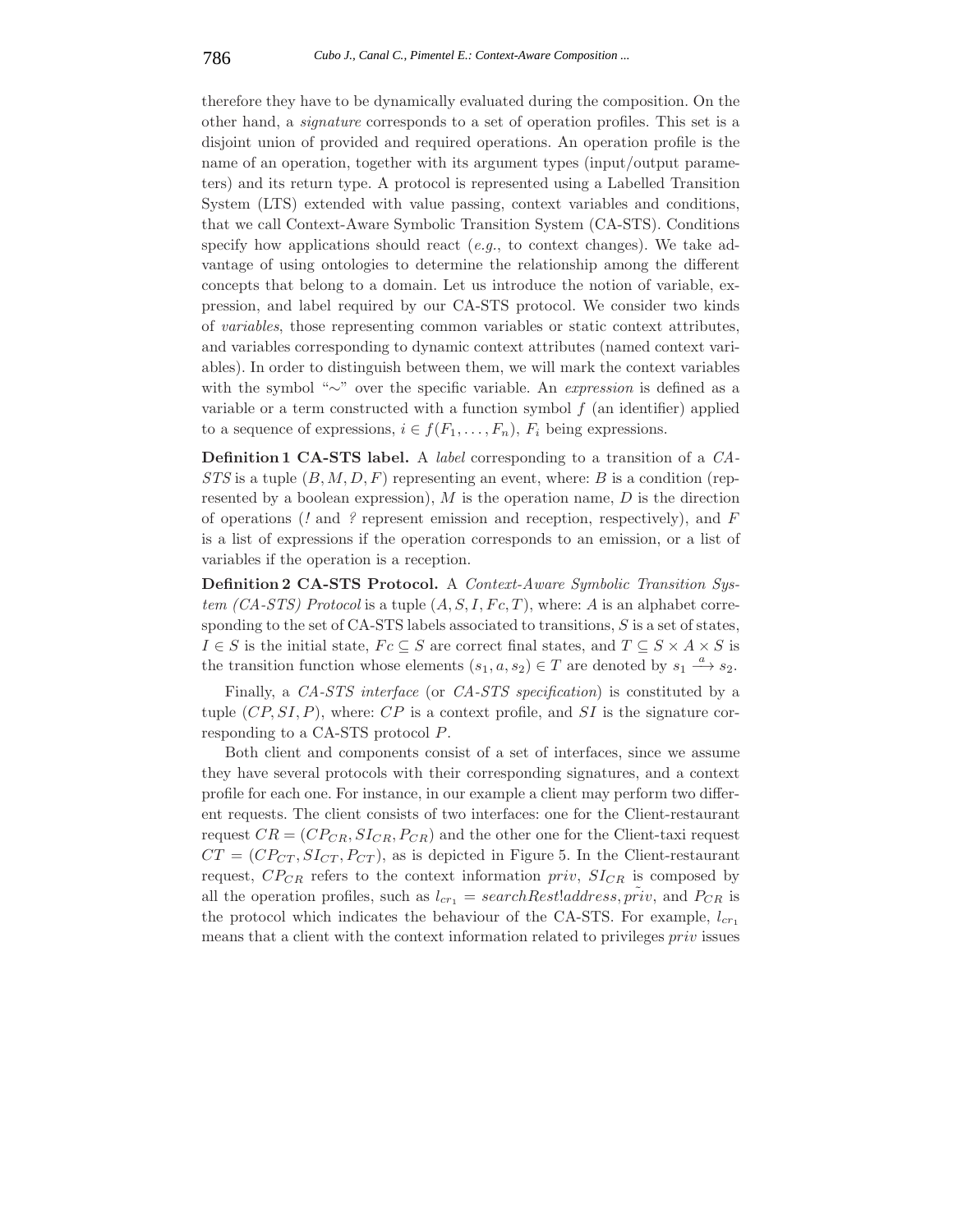therefore they have to be dynamically evaluated during the composition. On the other hand, a *signature* corresponds to a set of operation profiles. This set is a disjoint union of provided and required operations. An operation profile is the name of an operation, together with its argument types (input/output parameters) and its return type. A protocol is represented using a Labelled Transition System (LTS) extended with value passing, context variables and conditions, that we call Context-Aware Symbolic Transition System (CA-STS). Conditions specify how applications should react (*e.g.*, to context changes). We take advantage of using ontologies to determine the relationship among the different concepts that belong to a domain. Let us introduce the notion of variable, expression, and label required by our CA-STS protocol. We consider two kinds of *variables*, those representing common variables or static context attributes, and variables corresponding to dynamic context attributes (named context variables). In order to distinguish between them, we will mark the context variables with the symbol "$\sim$" over the specific variable. An *expression* is defined as a variable or a term constructed with a function symbol $f$ (an identifier) applied to a sequence of expressions, $i \in f(F_1, \ldots, F_n)$, $F_i$ being expressions.

**Definition 1 CA-STS label.** A *label* corresponding to a transition of a *CA-STS* is a tuple $(B, M, D, F)$ representing an event, where: $B$ is a condition (represented by a boolean expression), $M$ is the operation name, $D$ is the direction of operations (*!* and *?* represent emission and reception, respectively), and $F$ is a list of expressions if the operation corresponds to an emission, or a list of variables if the operation is a reception.

**Definition 2 CA-STS Protocol.** A *Context-Aware Symbolic Transition System (CA-STS) Protocol* is a tuple $(A, S, I, Fc, T)$, where: $A$ is an alphabet corresponding to the set of CA-STS labels associated to transitions, $S$ is a set of states, $I \in S$ is the initial state, $Fc \subseteq S$ are correct final states, and $T \subseteq S \times A \times S$ is the transition function whose elements $(s_1, a, s_2) \in T$ are denoted by $s_1 \xrightarrow{a} s_2$.

Finally, a *CA-STS interface* (or *CA-STS specification*) is constituted by a tuple $(CP, SI, P)$, where: $CP$ is a context profile, and $SI$ is the signature corresponding to a CA-STS protocol $P$.

Both client and components consist of a set of interfaces, since we assume they have several protocols with their corresponding signatures, and a context profile for each one. For instance, in our example a client may perform two different requests. The client consists of two interfaces: one for the Client-restaurant request $CR = (CP_{CR}, SI_{CR}, P_{CR})$ and the other one for the Client-taxi request $CT = (CP_{CT}, SI_{CT}, P_{CT})$, as is depicted in Figure 5. In the Client-restaurant request, $CP_{CR}$ refers to the context information *priv*, $SI_{CR}$ is composed by all the operation profiles, such as $l_{cr_1} = searchRest!address, \tilde{priv}$, and $P_{CR}$ is the protocol which indicates the behaviour of the CA-STS. For example, $l_{cr_1}$ means that a client with the context information related to privileges *priv* issues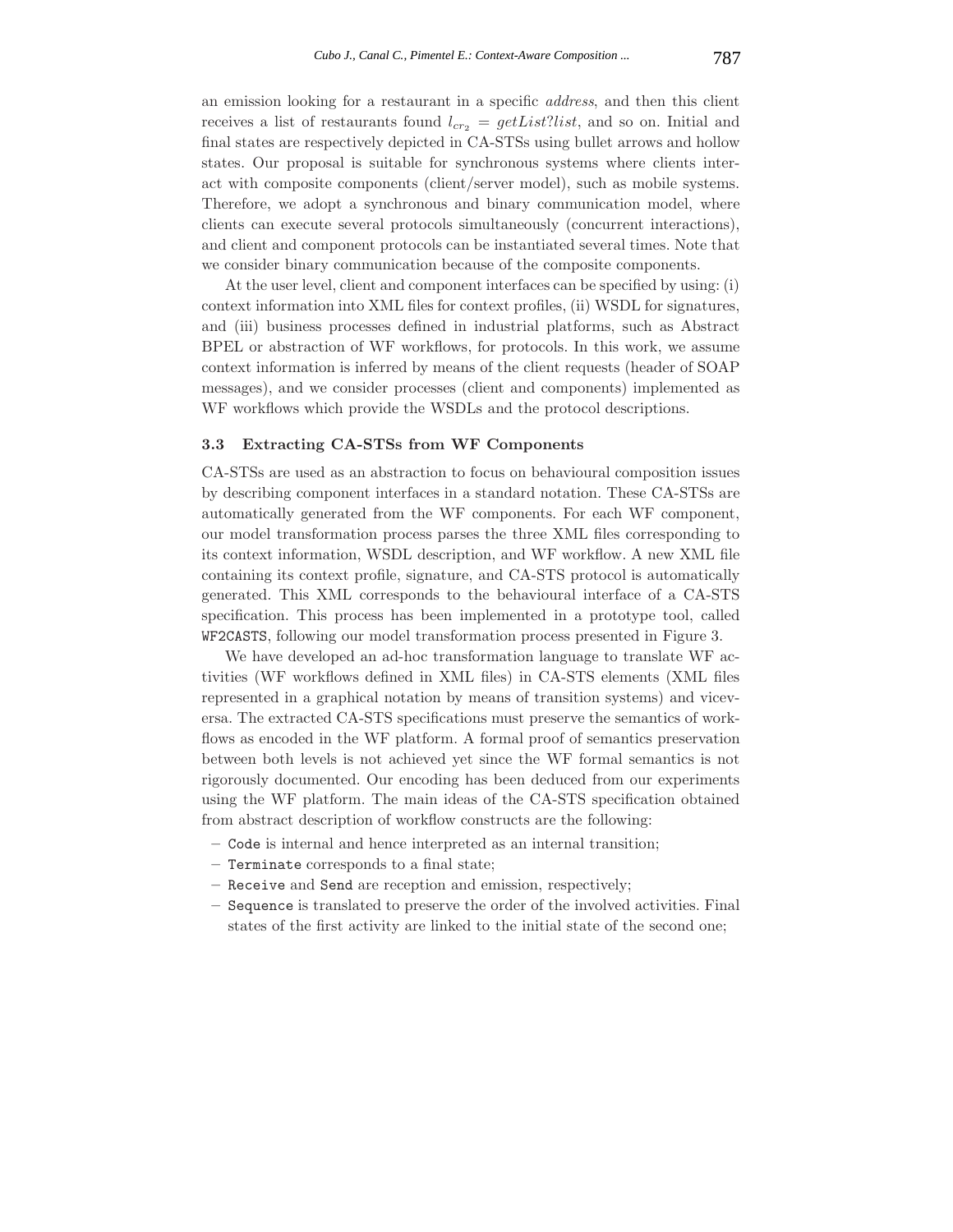an emission looking for a restaurant in a specific *address*, and then this client receives a list of restaurants found $l_{cr_2} = getList?list$, and so on. Initial and final states are respectively depicted in CA-STSs using bullet arrows and hollow states. Our proposal is suitable for synchronous systems where clients interact with composite components (client/server model), such as mobile systems. Therefore, we adopt a synchronous and binary communication model, where clients can execute several protocols simultaneously (concurrent interactions), and client and component protocols can be instantiated several times. Note that we consider binary communication because of the composite components.

At the user level, client and component interfaces can be specified by using: (i) context information into XML files for context profiles, (ii) WSDL for signatures, and (iii) business processes defined in industrial platforms, such as Abstract BPEL or abstraction of WF workflows, for protocols. In this work, we assume context information is inferred by means of the client requests (header of SOAP messages), and we consider processes (client and components) implemented as WF workflows which provide the WSDLs and the protocol descriptions.

### 3.3 Extracting CA-STSs from WF Components

CA-STSs are used as an abstraction to focus on behavioural composition issues by describing component interfaces in a standard notation. These CA-STSs are automatically generated from the WF components. For each WF component, our model transformation process parses the three XML files corresponding to its context information, WSDL description, and WF workflow. A new XML file containing its context profile, signature, and CA-STS protocol is automatically generated. This XML corresponds to the behavioural interface of a CA-STS specification. This process has been implemented in a prototype tool, called `WF2CASTS`, following our model transformation process presented in Figure 3.

We have developed an ad-hoc transformation language to translate WF activities (WF workflows defined in XML files) in CA-STS elements (XML files represented in a graphical notation by means of transition systems) and viceversa. The extracted CA-STS specifications must preserve the semantics of workflows as encoded in the WF platform. A formal proof of semantics preservation between both levels is not achieved yet since the WF formal semantics is not rigorously documented. Our encoding has been deduced from our experiments using the WF platform. The main ideas of the CA-STS specification obtained from abstract description of workflow constructs are the following:

- `Code` is internal and hence interpreted as an internal transition;
- `Terminate` corresponds to a final state;
- `Receive` and `Send` are reception and emission, respectively;
- `Sequence` is translated to preserve the order of the involved activities. Final states of the first activity are linked to the initial state of the second one;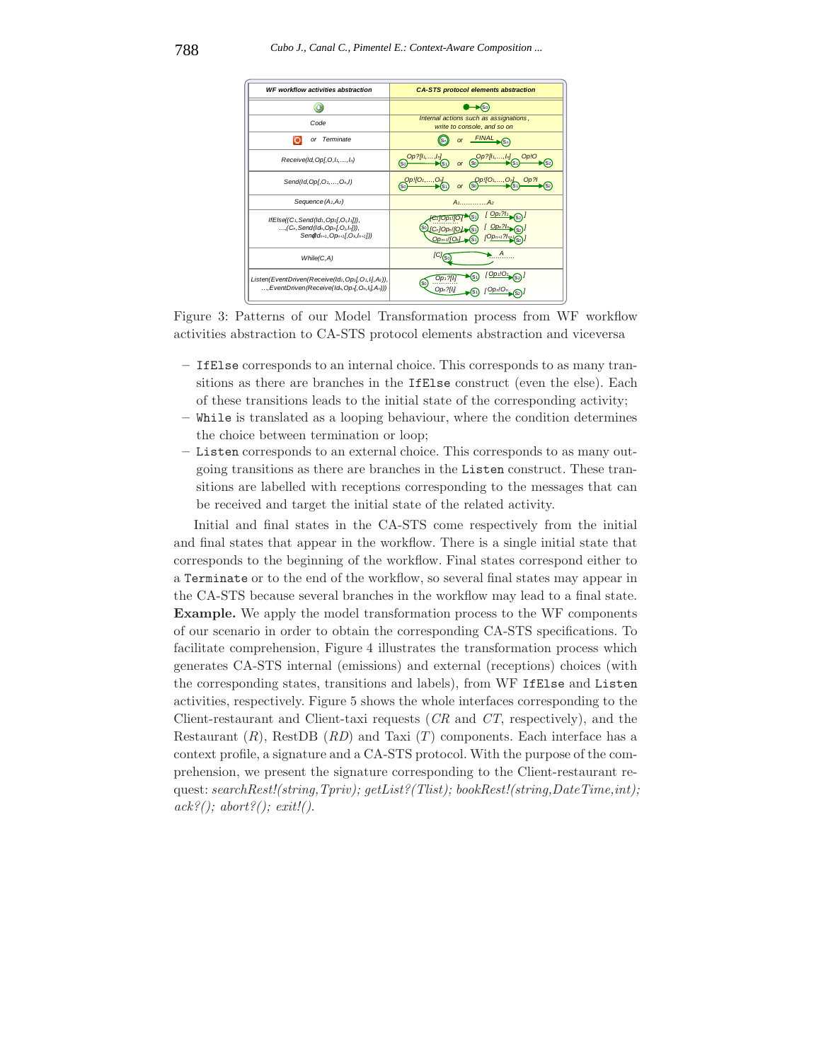| WF workflow activities abstraction | CA-STS protocol elements abstraction |
|---|---|
| (start) | → $s_0$ |
| Code | Internal actions such as assignments, write to console, and so on |
| (stop) or Terminate | $s_n$ or FINAL → $s_n$ |
| Receive(Id,Op[,O,$I_1$,...,$I_n$]) | $s_0$ —Op?[$I_1$,...,$I_n$]→ $s_1$ or $s_0$ —Op?[$I_1$,...,$I_n$]→ $s_1$ —Op!O→ $s_2$ |
| Send(Id,Op[,$O_1$,...,$O_n$,I]) | $s_0$ —Op![$O_1$,...,$O_n$]→ $s_1$ or $s_0$ —Op![$O_1$,...,$O_n$]→ $s_1$ —Op?I→ $s_2$ |
| Sequence ($A_1$,$A_2$) | $A_1$............$A_2$ |
| IfElse(($C_1$,Send($Id_1$,$Op_1$[,$O_1$,$I_1$])), ...,($C_n$,Send($Id_n$,$Op_n$[,$O_n$,$I_n$])), Send($Id_{n+1}$,$Op_{n+1}$[,$O_k$,$I_{n+1}$])) | $s_0$ —[$C_1$]$Op_1$![$O_1$]→ $s_1$ [ —$Op_1$?$I_1$→ $s_2$ ] ... —[$C_n$]$Op_n$![$O_n$]→ $s_1$ [ —$Op_n$?$I_n$→ $s_2$ ] —$Op_{n+1}$![$O_k$]→ $s_1$ [ —$Op_{n+1}$?$I_{n+1}$→ $s_2$ ] |
| While(C,A) | [C] $s_0$ → ......A...... (loop) |
| Listen(EventDriven(Receive($Id_1$,$Op_1$[,$O_1$,$I_1$],$A_1$)), ...,EventDriven(Receive($Id_n$,$Op_n$[,$O_n$,$I_n$],$A_n$))) | $s_0$ —$Op_1$?[$I_1$]→ $s_1$ [ —$Op_1$!$O_1$→ $s_2$ ] ... —$Op_n$?[$I_n$]→ $s_1$ [ —$Op_n$!$O_n$→ $s_2$ ] |

Figure 3: Patterns of our Model Transformation process from WF workflow activities abstraction to CA-STS protocol elements abstraction and viceversa

- IfElse corresponds to an internal choice. This corresponds to as many transitions as there are branches in the IfElse construct (even the else). Each of these transitions leads to the initial state of the corresponding activity;
- While is translated as a looping behaviour, where the condition determines the choice between termination or loop;
- Listen corresponds to an external choice. This corresponds to as many outgoing transitions as there are branches in the Listen construct. These transitions are labelled with receptions corresponding to the messages that can be received and target the initial state of the related activity.

Initial and final states in the CA-STS come respectively from the initial and final states that appear in the workflow. There is a single initial state that corresponds to the beginning of the workflow. Final states correspond either to a Terminate or to the end of the workflow, so several final states may appear in the CA-STS because several branches in the workflow may lead to a final state.

**Example.** We apply the model transformation process to the WF components of our scenario in order to obtain the corresponding CA-STS specifications. To facilitate comprehension, Figure 4 illustrates the transformation process which generates CA-STS internal (emissions) and external (receptions) choices (with the corresponding states, transitions and labels), from WF IfElse and Listen activities, respectively. Figure 5 shows the whole interfaces corresponding to the Client-restaurant and Client-taxi requests ($CR$ and $CT$, respectively), and the Restaurant ($R$), RestDB ($RD$) and Taxi ($T$) components. Each interface has a context profile, a signature and a CA-STS protocol. With the purpose of the comprehension, we present the signature corresponding to the Client-restaurant request: *searchRest!(string,Tpriv); getList?(Tlist); bookRest!(string,DateTime,int); ack?(); abort?(); exit!()*.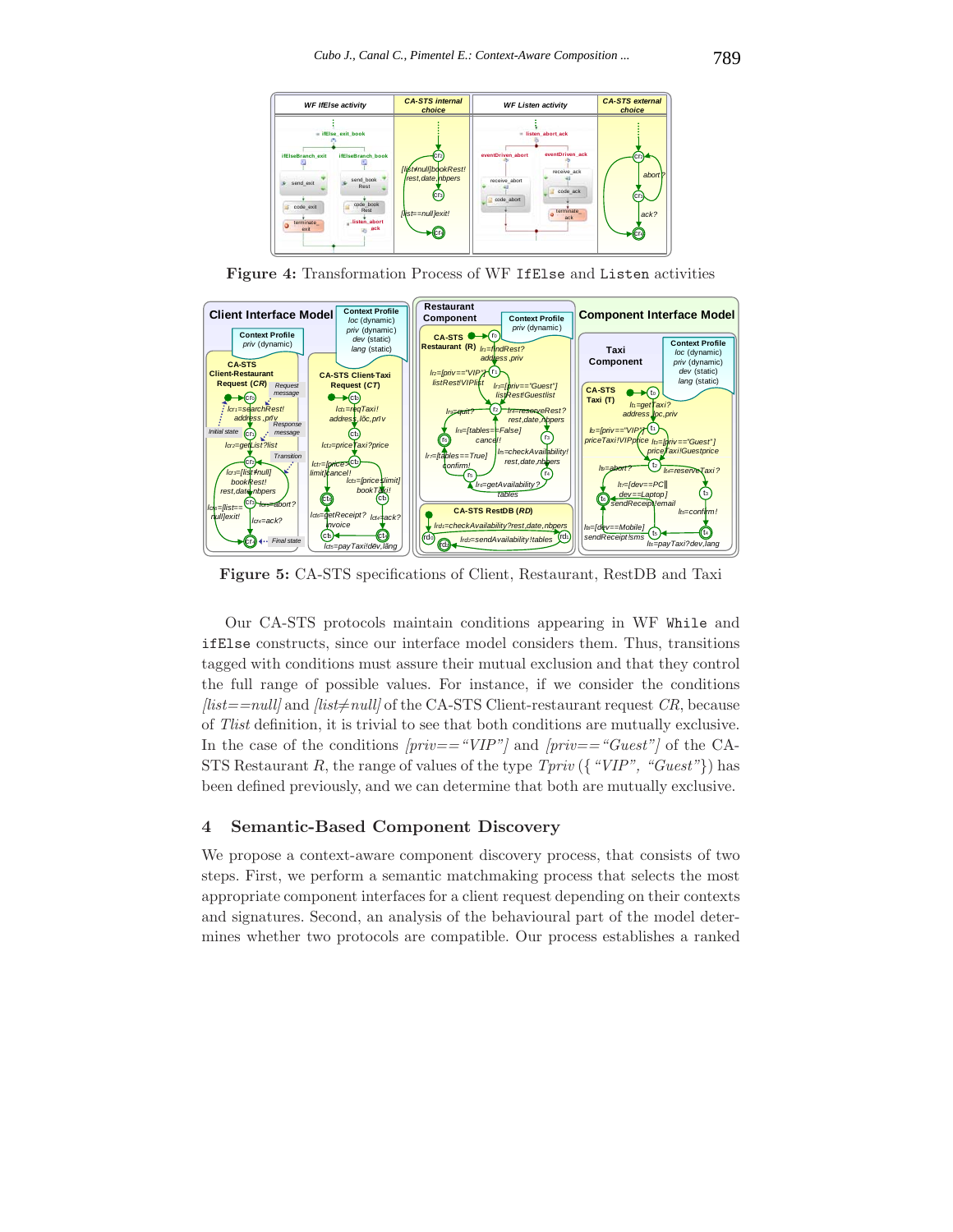Figure 4: Transformation Process of WF IfElse and Listen activities

Figure 5: CA-STS specifications of Client, Restaurant, RestDB and Taxi

Our CA-STS protocols maintain conditions appearing in WF While and ifElse constructs, since our interface model considers them. Thus, transitions tagged with conditions must assure their mutual exclusion and that they control the full range of possible values. For instance, if we consider the conditions *[list==null]* and *[list≠null]* of the CA-STS Client-restaurant request *CR*, because of *Tlist* definition, it is trivial to see that both conditions are mutually exclusive. In the case of the conditions *[priv==“VIP”]* and *[priv==“Guest”]* of the CA-STS Restaurant *R*, the range of values of the type *Tpriv* ({*“VIP”*, *“Guest”*}) has been defined previously, and we can determine that both are mutually exclusive.

## 4 Semantic-Based Component Discovery

We propose a context-aware component discovery process, that consists of two steps. First, we perform a semantic matchmaking process that selects the most appropriate component interfaces for a client request depending on their contexts and signatures. Second, an analysis of the behavioural part of the model determines whether two protocols are compatible. Our process establishes a ranked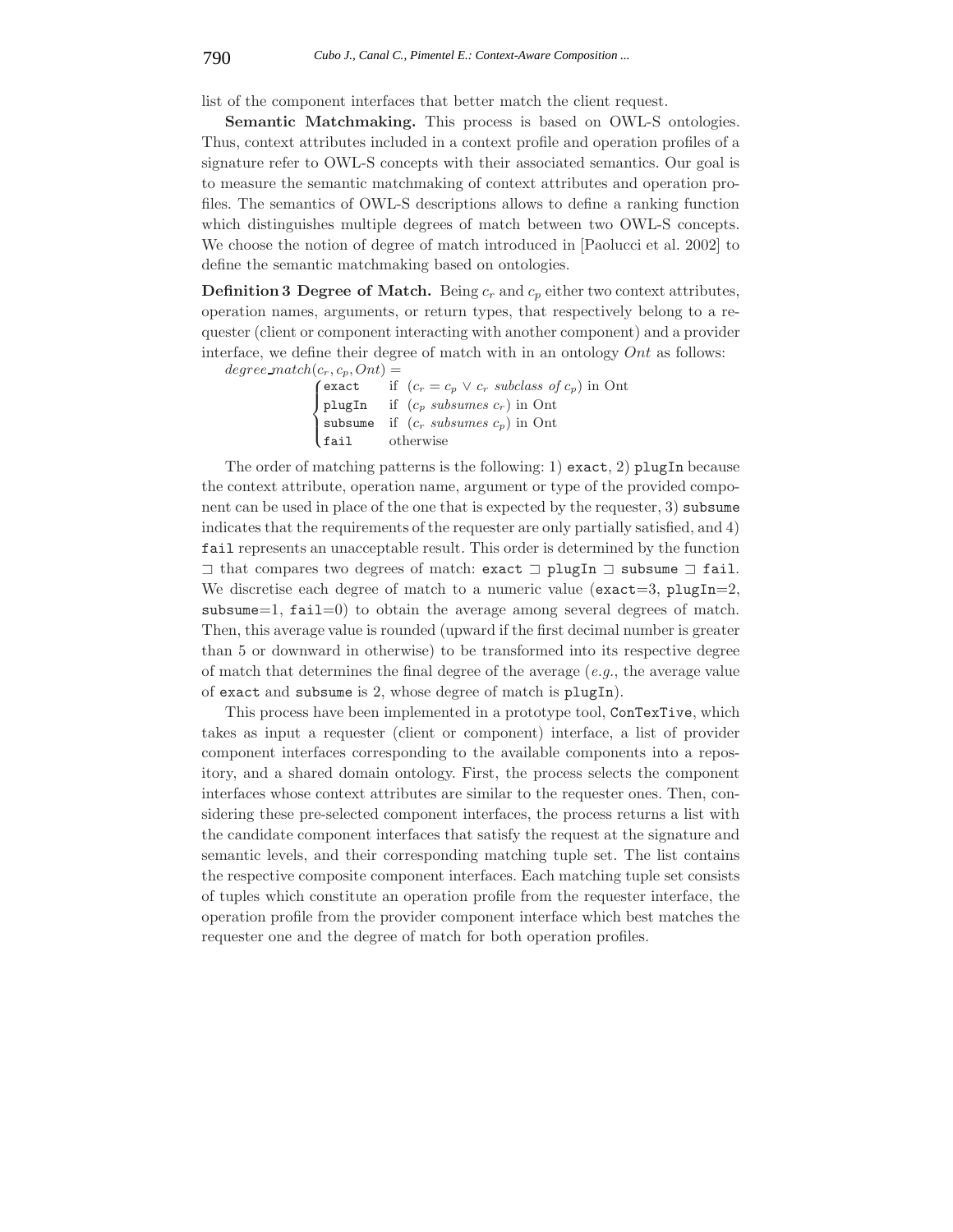list of the component interfaces that better match the client request.

**Semantic Matchmaking.** This process is based on OWL-S ontologies. Thus, context attributes included in a context profile and operation profiles of a signature refer to OWL-S concepts with their associated semantics. Our goal is to measure the semantic matchmaking of context attributes and operation profiles. The semantics of OWL-S descriptions allows to define a ranking function which distinguishes multiple degrees of match between two OWL-S concepts. We choose the notion of degree of match introduced in [Paolucci et al. 2002] to define the semantic matchmaking based on ontologies.

**Definition 3 Degree of Match.** Being $c_r$ and $c_p$ either two context attributes, operation names, arguments, or return types, that respectively belong to a requester (client or component interacting with another component) and a provider interface, we define their degree of match with in an ontology *Ont* as follows:

$$degree\_match(c_r, c_p, Ont) = \begin{cases} \texttt{exact} & \text{if } (c_r = c_p \lor c_r \textit{ subclass of } c_p) \text{ in Ont} \\ \texttt{plugIn} & \text{if } (c_p \textit{ subsumes } c_r) \text{ in Ont} \\ \texttt{subsume} & \text{if } (c_r \textit{ subsumes } c_p) \text{ in Ont} \\ \texttt{fail} & \text{otherwise} \end{cases}$$

The order of matching patterns is the following: 1) `exact`, 2) `plugIn` because the context attribute, operation name, argument or type of the provided component can be used in place of the one that is expected by the requester, 3) `subsume` indicates that the requirements of the requester are only partially satisfied, and 4) `fail` represents an unacceptable result. This order is determined by the function $\sqsupset$ that compares two degrees of match: `exact` $\sqsupset$ `plugIn` $\sqsupset$ `subsume` $\sqsupset$ `fail`. We discretise each degree of match to a numeric value (`exact`=3, `plugIn`=2, `subsume`=1, `fail`=0) to obtain the average among several degrees of match. Then, this average value is rounded (upward if the first decimal number is greater than 5 or downward in otherwise) to be transformed into its respective degree of match that determines the final degree of the average (*e.g.*, the average value of `exact` and `subsume` is 2, whose degree of match is `plugIn`).

This process have been implemented in a prototype tool, `ConTexTive`, which takes as input a requester (client or component) interface, a list of provider component interfaces corresponding to the available components into a repository, and a shared domain ontology. First, the process selects the component interfaces whose context attributes are similar to the requester ones. Then, considering these pre-selected component interfaces, the process returns a list with the candidate component interfaces that satisfy the request at the signature and semantic levels, and their corresponding matching tuple set. The list contains the respective composite component interfaces. Each matching tuple set consists of tuples which constitute an operation profile from the requester interface, the operation profile from the provider component interface which best matches the requester one and the degree of match for both operation profiles.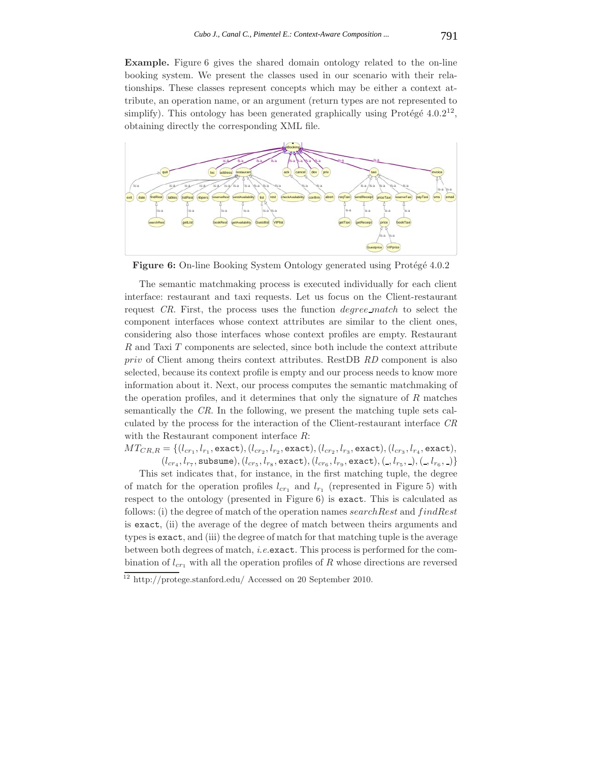**Example.** Figure 6 gives the shared domain ontology related to the on-line booking system. We present the classes used in our scenario with their relationships. These classes represent concepts which may be either a context attribute, an operation name, or an argument (return types are not represented to simplify). This ontology has been generated graphically using Protégé 4.0.2[12], obtaining directly the corresponding XML file.

**Figure 6:** On-line Booking System Ontology generated using Protégé 4.0.2

The semantic matchmaking process is executed individually for each client interface: restaurant and taxi requests. Let us focus on the Client-restaurant request *CR*. First, the process uses the function *degree_match* to select the component interfaces whose context attributes are similar to the client ones, considering also those interfaces whose context profiles are empty. Restaurant *R* and Taxi *T* components are selected, since both include the context attribute *priv* of Client among theirs context attributes. RestDB *RD* component is also selected, because its context profile is empty and our process needs to know more information about it. Next, our process computes the semantic matchmaking of the operation profiles, and it determines that only the signature of *R* matches semantically the *CR*. In the following, we present the matching tuple sets calculated by the process for the interaction of the Client-restaurant interface *CR* with the Restaurant component interface *R*:

$$MT_{CR,R} = \{(l_{cr_1}, l_{r_1}, \texttt{exact}), (l_{cr_2}, l_{r_2}, \texttt{exact}), (l_{cr_2}, l_{r_3}, \texttt{exact}), (l_{cr_3}, l_{r_4}, \texttt{exact}),$$
$$(l_{cr_4}, l_{r_7}, \texttt{subsume}), (l_{cr_5}, l_{r_8}, \texttt{exact}), (l_{cr_6}, l_{r_9}, \texttt{exact}), (\_, l_{r_5}, \_), (\_, l_{r_6}, \_)\}$$

This set indicates that, for instance, in the first matching tuple, the degree of match for the operation profiles $l_{cr_1}$ and $l_{r_1}$ (represented in Figure 5) with respect to the ontology (presented in Figure 6) is `exact`. This is calculated as follows: (i) the degree of match of the operation names *searchRest* and *findRest* is `exact`, (ii) the average of the degree of match between theirs arguments and types is `exact`, and (iii) the degree of match for that matching tuple is the average between both degrees of match, *i.e.*`exact`. This process is performed for the combination of $l_{cr_1}$ with all the operation profiles of *R* whose directions are reversed

[12] http://protege.stanford.edu/ Accessed on 20 September 2010.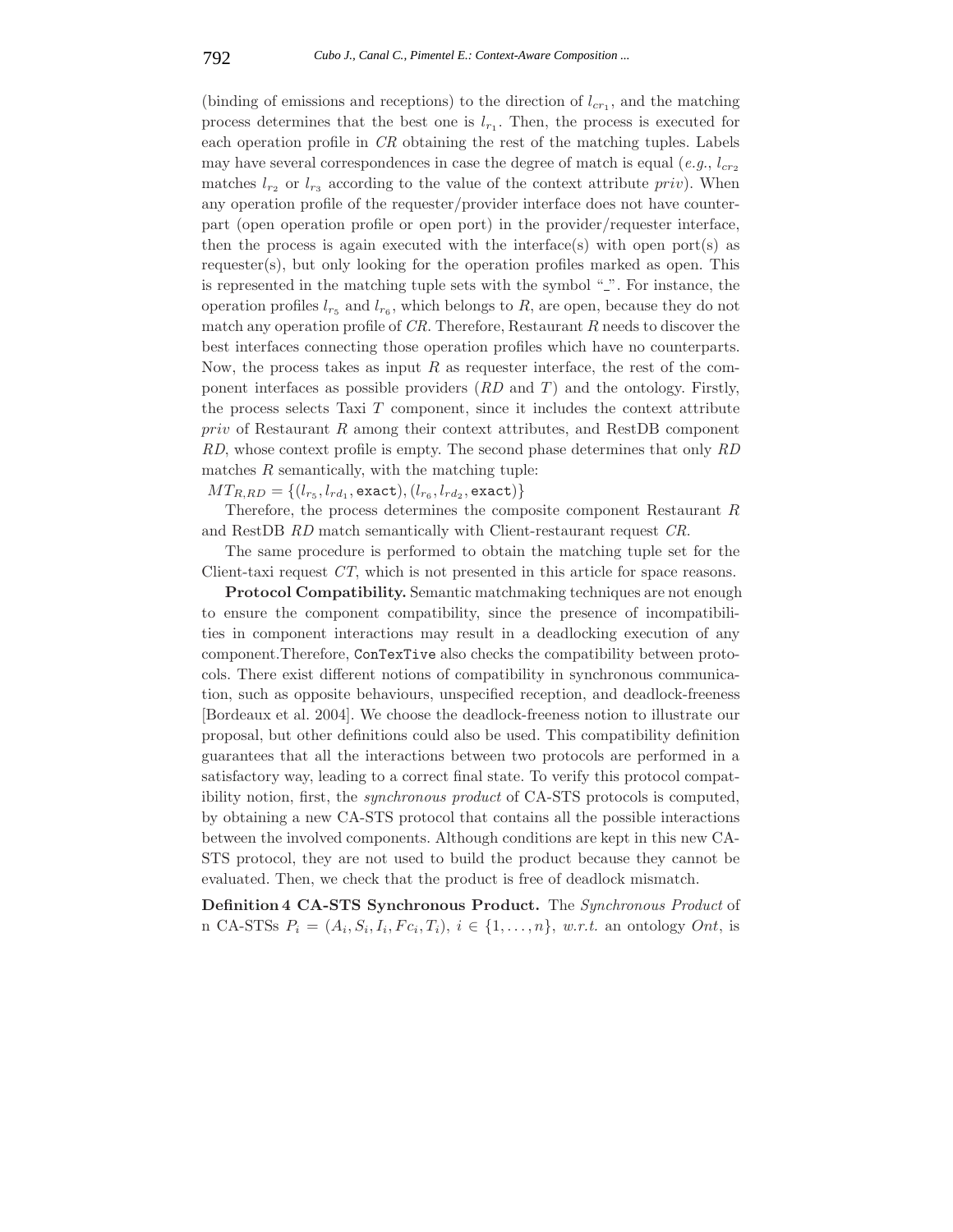(binding of emissions and receptions) to the direction of $l_{cr_1}$, and the matching process determines that the best one is $l_{r_1}$. Then, the process is executed for each operation profile in *CR* obtaining the rest of the matching tuples. Labels may have several correspondences in case the degree of match is equal (*e.g.*, $l_{cr_2}$ matches $l_{r_2}$ or $l_{r_3}$ according to the value of the context attribute *priv*). When any operation profile of the requester/provider interface does not have counterpart (open operation profile or open port) in the provider/requester interface, then the process is again executed with the interface(s) with open port(s) as requester(s), but only looking for the operation profiles marked as open. This is represented in the matching tuple sets with the symbol "_". For instance, the operation profiles $l_{r_5}$ and $l_{r_6}$, which belongs to *R*, are open, because they do not match any operation profile of *CR*. Therefore, Restaurant *R* needs to discover the best interfaces connecting those operation profiles which have no counterparts. Now, the process takes as input *R* as requester interface, the rest of the component interfaces as possible providers (*RD* and *T*) and the ontology. Firstly, the process selects Taxi *T* component, since it includes the context attribute *priv* of Restaurant *R* among their context attributes, and RestDB component *RD*, whose context profile is empty. The second phase determines that only *RD* matches *R* semantically, with the matching tuple:

$MT_{R,RD} = \{(l_{r_5}, l_{rd_1}, \texttt{exact}), (l_{r_6}, l_{rd_2}, \texttt{exact})\}$

Therefore, the process determines the composite component Restaurant *R* and RestDB *RD* match semantically with Client-restaurant request *CR*.

The same procedure is performed to obtain the matching tuple set for the Client-taxi request *CT*, which is not presented in this article for space reasons.

**Protocol Compatibility.** Semantic matchmaking techniques are not enough to ensure the component compatibility, since the presence of incompatibilities in component interactions may result in a deadlocking execution of any component.Therefore, `ConTexTive` also checks the compatibility between protocols. There exist different notions of compatibility in synchronous communication, such as opposite behaviours, unspecified reception, and deadlock-freeness [Bordeaux et al. 2004]. We choose the deadlock-freeness notion to illustrate our proposal, but other definitions could also be used. This compatibility definition guarantees that all the interactions between two protocols are performed in a satisfactory way, leading to a correct final state. To verify this protocol compatibility notion, first, the *synchronous product* of CA-STS protocols is computed, by obtaining a new CA-STS protocol that contains all the possible interactions between the involved components. Although conditions are kept in this new CA-STS protocol, they are not used to build the product because they cannot be evaluated. Then, we check that the product is free of deadlock mismatch.

**Definition 4 CA-STS Synchronous Product.** The *Synchronous Product* of n CA-STSs $P_i = (A_i, S_i, I_i, Fc_i, T_i)$, $i \in \{1, \ldots, n\}$, *w.r.t.* an ontology *Ont*, is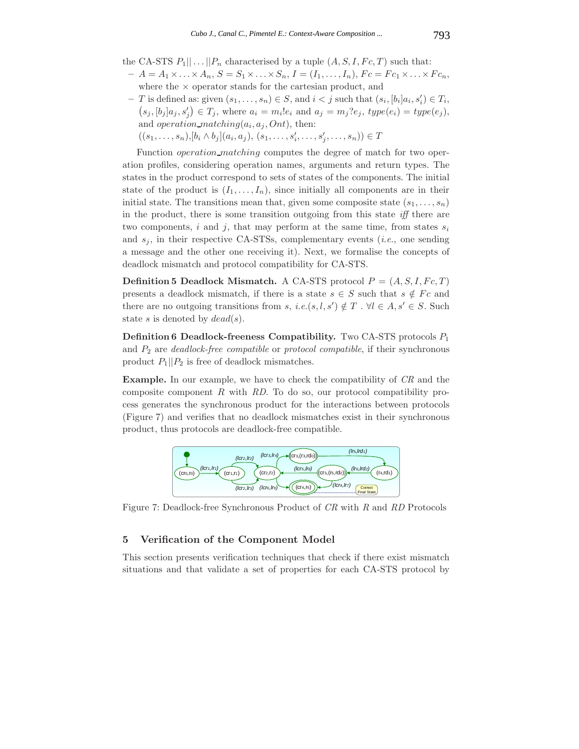the CA-STS $P_1 || \ldots || P_n$ characterised by a tuple $(A, S, I, Fc, T)$ such that:

- $A = A_1 \times \ldots \times A_n$, $S = S_1 \times \ldots \times S_n$, $I = (I_1, \ldots, I_n)$, $Fc = Fc_1 \times \ldots \times Fc_n$, where the $\times$ operator stands for the cartesian product, and
- $T$ is defined as: given $(s_1, \ldots, s_n) \in S$, and $i < j$ such that $(s_i, [b_i]a_i, s'_i) \in T_i$, $(s_j, [b_j]a_j, s'_j) \in T_j$, where $a_i = m_i!e_i$ and $a_j = m_j?e_j$, $type(e_i) = type(e_j)$, and *operation_matching*$(a_i, a_j, Ont)$, then: $((s_1, \ldots, s_n), [b_i \wedge b_j](a_i, a_j), (s_1, \ldots, s'_i, \ldots, s'_j, \ldots, s_n)) \in T$

Function *operation_matching* computes the degree of match for two operation profiles, considering operation names, arguments and return types. The states in the product correspond to sets of states of the components. The initial state of the product is $(I_1, \ldots, I_n)$, since initially all components are in their initial state. The transitions mean that, given some composite state $(s_1, \ldots, s_n)$ in the product, there is some transition outgoing from this state *iff* there are two components, $i$ and $j$, that may perform at the same time, from states $s_i$ and $s_j$, in their respective CA-STSs, complementary events (*i.e.*, one sending a message and the other one receiving it). Next, we formalise the concepts of deadlock mismatch and protocol compatibility for CA-STS.

**Definition 5 Deadlock Mismatch.** A CA-STS protocol $P = (A, S, I, Fc, T)$ presents a deadlock mismatch, if there is a state $s \in S$ such that $s \notin Fc$ and there are no outgoing transitions from $s$, *i.e.*$(s, l, s') \notin T$ . $\forall l \in A, s' \in S$. Such state $s$ is denoted by *dead*$(s)$.

**Definition 6 Deadlock-freeness Compatibility.** Two CA-STS protocols $P_1$ and $P_2$ are *deadlock-free compatible* or *protocol compatible*, if their synchronous product $P_1 || P_2$ is free of deadlock mismatches.

**Example.** In our example, we have to check the compatibility of *CR* and the composite component *R* with *RD*. To do so, our protocol compatibility process generates the synchronous product for the interactions between protocols (Figure 7) and verifies that no deadlock mismatches exist in their synchronous product, thus protocols are deadlock-free compatible.

Figure 7: Deadlock-free Synchronous Product of *CR* with *R* and *RD* Protocols

## 5 Verification of the Component Model

This section presents verification techniques that check if there exist mismatch situations and that validate a set of properties for each CA-STS protocol by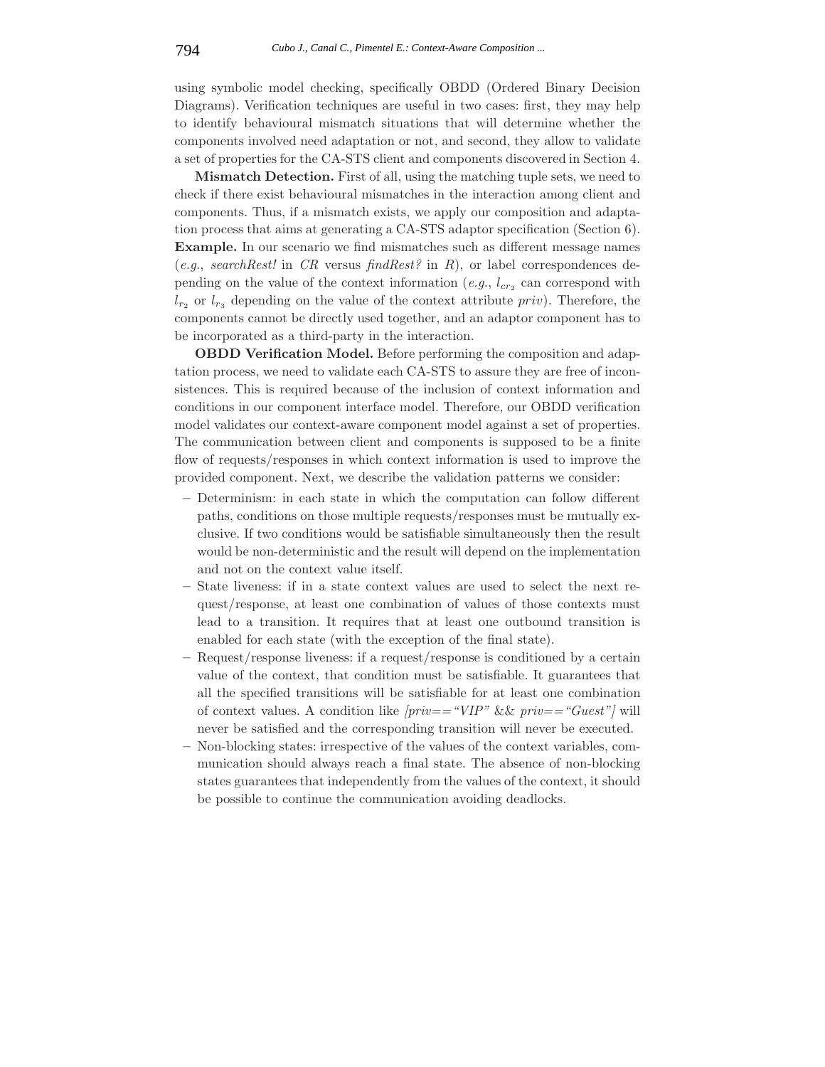using symbolic model checking, specifically OBDD (Ordered Binary Decision Diagrams). Verification techniques are useful in two cases: first, they may help to identify behavioural mismatch situations that will determine whether the components involved need adaptation or not, and second, they allow to validate a set of properties for the CA-STS client and components discovered in Section 4.

**Mismatch Detection.** First of all, using the matching tuple sets, we need to check if there exist behavioural mismatches in the interaction among client and components. Thus, if a mismatch exists, we apply our composition and adaptation process that aims at generating a CA-STS adaptor specification (Section 6).
**Example.** In our scenario we find mismatches such as different message names (*e.g.*, *searchRest!* in *CR* versus *findRest?* in *R*), or label correspondences depending on the value of the context information (*e.g.*, $l_{cr_2}$ can correspond with $l_{r_2}$ or $l_{r_3}$ depending on the value of the context attribute *priv*). Therefore, the components cannot be directly used together, and an adaptor component has to be incorporated as a third-party in the interaction.

**OBDD Verification Model.** Before performing the composition and adaptation process, we need to validate each CA-STS to assure they are free of inconsistences. This is required because of the inclusion of context information and conditions in our component interface model. Therefore, our OBDD verification model validates our context-aware component model against a set of properties. The communication between client and components is supposed to be a finite flow of requests/responses in which context information is used to improve the provided component. Next, we describe the validation patterns we consider:

- Determinism: in each state in which the computation can follow different paths, conditions on those multiple requests/responses must be mutually exclusive. If two conditions would be satisfiable simultaneously then the result would be non-deterministic and the result will depend on the implementation and not on the context value itself.
- State liveness: if in a state context values are used to select the next request/response, at least one combination of values of those contexts must lead to a transition. It requires that at least one outbound transition is enabled for each state (with the exception of the final state).
- Request/response liveness: if a request/response is conditioned by a certain value of the context, that condition must be satisfiable. It guarantees that all the specified transitions will be satisfiable for at least one combination of context values. A condition like *[priv=="VIP"* && *priv=="Guest"]* will never be satisfied and the corresponding transition will never be executed.
- Non-blocking states: irrespective of the values of the context variables, communication should always reach a final state. The absence of non-blocking states guarantees that independently from the values of the context, it should be possible to continue the communication avoiding deadlocks.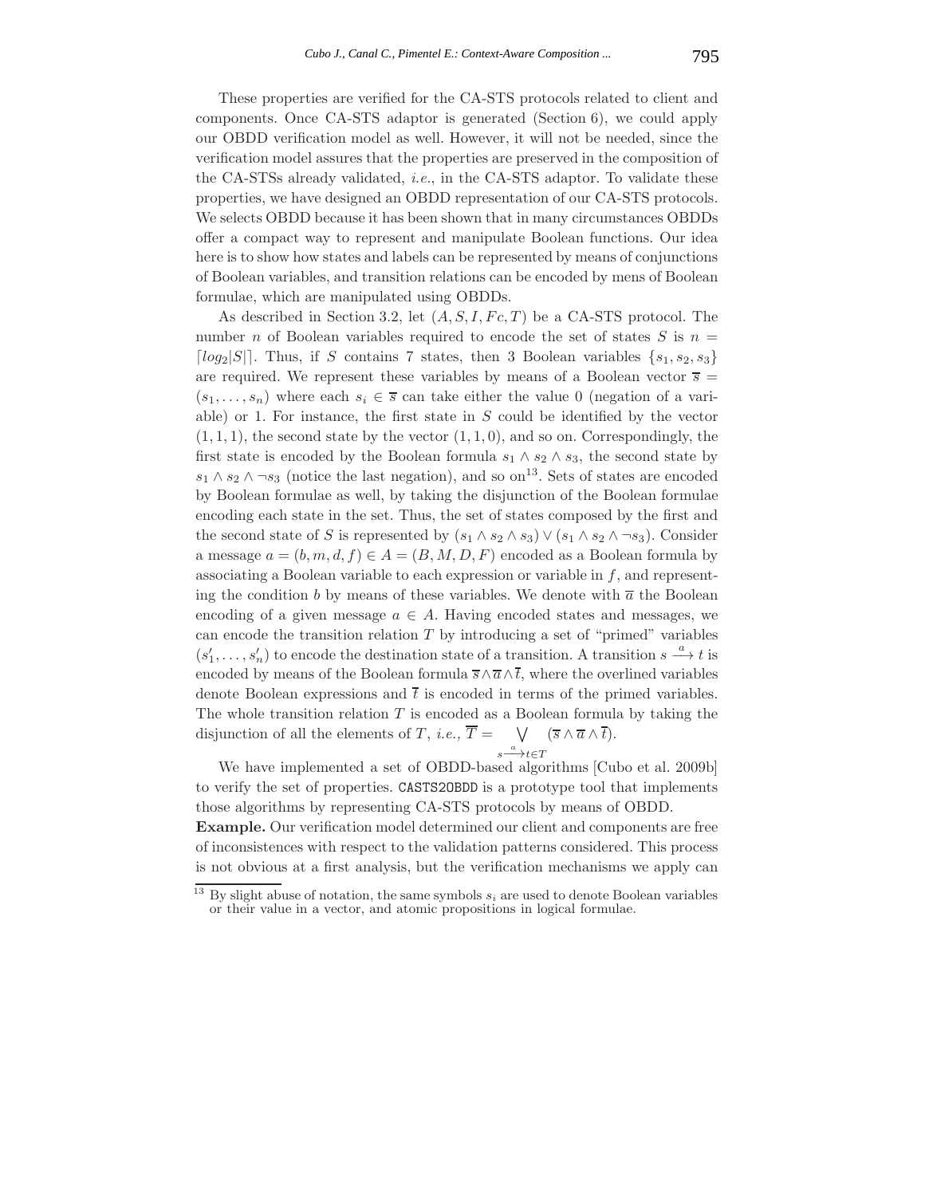These properties are verified for the CA-STS protocols related to client and components. Once CA-STS adaptor is generated (Section 6), we could apply our OBDD verification model as well. However, it will not be needed, since the verification model assures that the properties are preserved in the composition of the CA-STSs already validated, *i.e.*, in the CA-STS adaptor. To validate these properties, we have designed an OBDD representation of our CA-STS protocols. We selects OBDD because it has been shown that in many circumstances OBDDs offer a compact way to represent and manipulate Boolean functions. Our idea here is to show how states and labels can be represented by means of conjunctions of Boolean variables, and transition relations can be encoded by mens of Boolean formulae, which are manipulated using OBDDs.

As described in Section 3.2, let $(A, S, I, Fc, T)$ be a CA-STS protocol. The number $n$ of Boolean variables required to encode the set of states $S$ is $n = \lceil log_2 |S| \rceil$. Thus, if $S$ contains 7 states, then 3 Boolean variables $\{s_1, s_2, s_3\}$ are required. We represent these variables by means of a Boolean vector $\overline{s} = (s_1, \ldots, s_n)$ where each $s_i \in \overline{s}$ can take either the value 0 (negation of a variable) or 1. For instance, the first state in $S$ could be identified by the vector $(1, 1, 1)$, the second state by the vector $(1, 1, 0)$, and so on. Correspondingly, the first state is encoded by the Boolean formula $s_1 \wedge s_2 \wedge s_3$, the second state by $s_1 \wedge s_2 \wedge \neg s_3$ (notice the last negation), and so on[13]. Sets of states are encoded by Boolean formulae as well, by taking the disjunction of the Boolean formulae encoding each state in the set. Thus, the set of states composed by the first and the second state of $S$ is represented by $(s_1 \wedge s_2 \wedge s_3) \vee (s_1 \wedge s_2 \wedge \neg s_3)$. Consider a message $a = (b, m, d, f) \in A = (B, M, D, F)$ encoded as a Boolean formula by associating a Boolean variable to each expression or variable in $f$, and representing the condition $b$ by means of these variables. We denote with $\overline{a}$ the Boolean encoding of a given message $a \in A$. Having encoded states and messages, we can encode the transition relation $T$ by introducing a set of "primed" variables $(s'_1, \ldots, s'_n)$ to encode the destination state of a transition. A transition $s \xrightarrow{a} t$ is encoded by means of the Boolean formula $\overline{s} \wedge \overline{a} \wedge \overline{t}$, where the overlined variables denote Boolean expressions and $\overline{t}$ is encoded in terms of the primed variables. The whole transition relation $T$ is encoded as a Boolean formula by taking the disjunction of all the elements of $T$, *i.e.*, $\overline{T} = \bigvee_{s \xrightarrow{a} t \in T} (\overline{s} \wedge \overline{a} \wedge \overline{t})$.

We have implemented a set of OBDD-based algorithms [Cubo et al. 2009b] to verify the set of properties. `CASTS2OBDD` is a prototype tool that implements those algorithms by representing CA-STS protocols by means of OBDD.

**Example.** Our verification model determined our client and components are free of inconsistences with respect to the validation patterns considered. This process is not obvious at a first analysis, but the verification mechanisms we apply can

[13] By slight abuse of notation, the same symbols $s_i$ are used to denote Boolean variables or their value in a vector, and atomic propositions in logical formulae.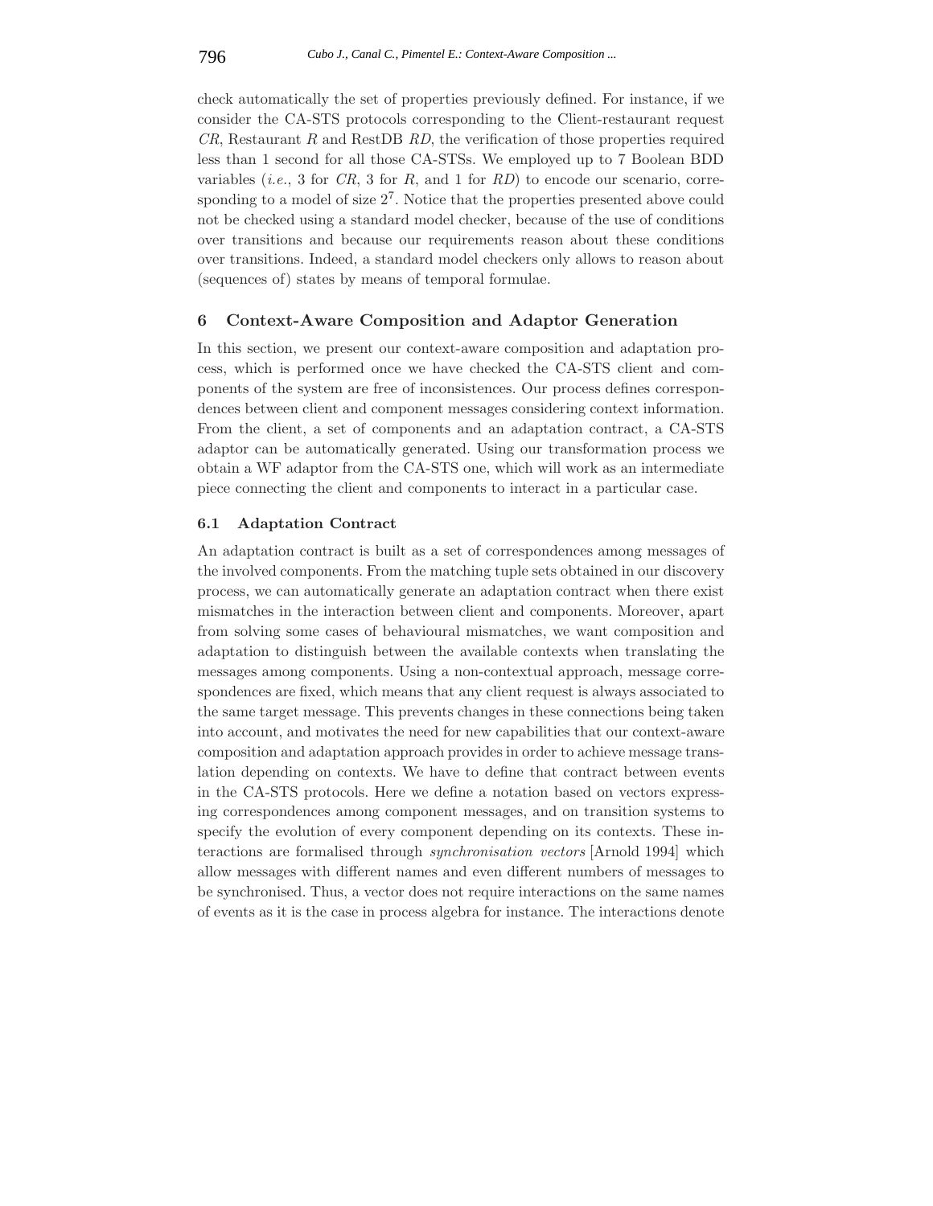check automatically the set of properties previously defined. For instance, if we consider the CA-STS protocols corresponding to the Client-restaurant request *CR*, Restaurant *R* and RestDB *RD*, the verification of those properties required less than 1 second for all those CA-STSs. We employed up to 7 Boolean BDD variables (*i.e.*, 3 for *CR*, 3 for *R*, and 1 for *RD*) to encode our scenario, corresponding to a model of size $2^7$. Notice that the properties presented above could not be checked using a standard model checker, because of the use of conditions over transitions and because our requirements reason about these conditions over transitions. Indeed, a standard model checkers only allows to reason about (sequences of) states by means of temporal formulae.

## 6 Context-Aware Composition and Adaptor Generation

In this section, we present our context-aware composition and adaptation process, which is performed once we have checked the CA-STS client and components of the system are free of inconsistences. Our process defines correspondences between client and component messages considering context information. From the client, a set of components and an adaptation contract, a CA-STS adaptor can be automatically generated. Using our transformation process we obtain a WF adaptor from the CA-STS one, which will work as an intermediate piece connecting the client and components to interact in a particular case.

### 6.1 Adaptation Contract

An adaptation contract is built as a set of correspondences among messages of the involved components. From the matching tuple sets obtained in our discovery process, we can automatically generate an adaptation contract when there exist mismatches in the interaction between client and components. Moreover, apart from solving some cases of behavioural mismatches, we want composition and adaptation to distinguish between the available contexts when translating the messages among components. Using a non-contextual approach, message correspondences are fixed, which means that any client request is always associated to the same target message. This prevents changes in these connections being taken into account, and motivates the need for new capabilities that our context-aware composition and adaptation approach provides in order to achieve message translation depending on contexts. We have to define that contract between events in the CA-STS protocols. Here we define a notation based on vectors expressing correspondences among component messages, and on transition systems to specify the evolution of every component depending on its contexts. These interactions are formalised through *synchronisation vectors* [Arnold 1994] which allow messages with different names and even different numbers of messages to be synchronised. Thus, a vector does not require interactions on the same names of events as it is the case in process algebra for instance. The interactions denote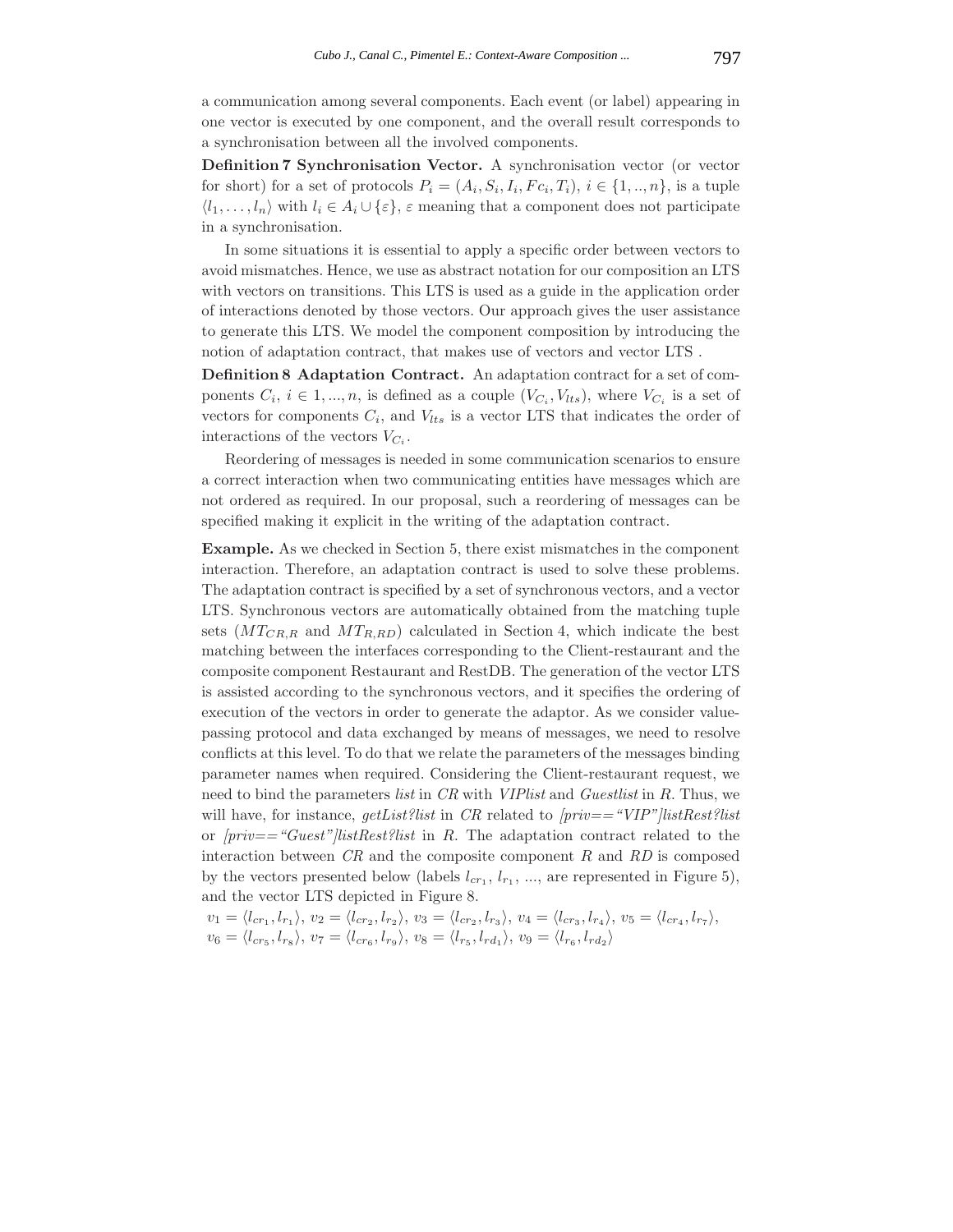a communication among several components. Each event (or label) appearing in one vector is executed by one component, and the overall result corresponds to a synchronisation between all the involved components.

**Definition 7 Synchronisation Vector.** A synchronisation vector (or vector for short) for a set of protocols $P_i = (A_i, S_i, I_i, Fc_i, T_i)$, $i \in \{1, .., n\}$, is a tuple $\langle l_1, \ldots, l_n \rangle$ with $l_i \in A_i \cup \{\varepsilon\}$, $\varepsilon$ meaning that a component does not participate in a synchronisation.

In some situations it is essential to apply a specific order between vectors to avoid mismatches. Hence, we use as abstract notation for our composition an LTS with vectors on transitions. This LTS is used as a guide in the application order of interactions denoted by those vectors. Our approach gives the user assistance to generate this LTS. We model the component composition by introducing the notion of adaptation contract, that makes use of vectors and vector LTS .

**Definition 8 Adaptation Contract.** An adaptation contract for a set of components $C_i$, $i \in 1, ..., n$, is defined as a couple $(V_{C_i}, V_{lts})$, where $V_{C_i}$ is a set of vectors for components $C_i$, and $V_{lts}$ is a vector LTS that indicates the order of interactions of the vectors $V_{C_i}$.

Reordering of messages is needed in some communication scenarios to ensure a correct interaction when two communicating entities have messages which are not ordered as required. In our proposal, such a reordering of messages can be specified making it explicit in the writing of the adaptation contract.

**Example.** As we checked in Section 5, there exist mismatches in the component interaction. Therefore, an adaptation contract is used to solve these problems. The adaptation contract is specified by a set of synchronous vectors, and a vector LTS. Synchronous vectors are automatically obtained from the matching tuple sets ($MT_{CR,R}$ and $MT_{R,RD}$) calculated in Section 4, which indicate the best matching between the interfaces corresponding to the Client-restaurant and the composite component Restaurant and RestDB. The generation of the vector LTS is assisted according to the synchronous vectors, and it specifies the ordering of execution of the vectors in order to generate the adaptor. As we consider value-passing protocol and data exchanged by means of messages, we need to resolve conflicts at this level. To do that we relate the parameters of the messages binding parameter names when required. Considering the Client-restaurant request, we need to bind the parameters *list* in *CR* with *VIPlist* and *Guestlist* in *R*. Thus, we will have, for instance, *getList?list* in *CR* related to *[priv=="VIP"]listRest?list* or *[priv=="Guest"]listRest?list* in *R*. The adaptation contract related to the interaction between *CR* and the composite component *R* and *RD* is composed by the vectors presented below (labels $l_{cr_1}$, $l_{r_1}$, ..., are represented in Figure 5), and the vector LTS depicted in Figure 8.

$v_1 = \langle l_{cr_1}, l_{r_1} \rangle$, $v_2 = \langle l_{cr_2}, l_{r_2} \rangle$, $v_3 = \langle l_{cr_2}, l_{r_3} \rangle$, $v_4 = \langle l_{cr_3}, l_{r_4} \rangle$, $v_5 = \langle l_{cr_4}, l_{r_7} \rangle$, $v_6 = \langle l_{cr_5}, l_{r_8} \rangle$, $v_7 = \langle l_{cr_6}, l_{r_9} \rangle$, $v_8 = \langle l_{r_5}, l_{rd_1} \rangle$, $v_9 = \langle l_{r_6}, l_{rd_2} \rangle$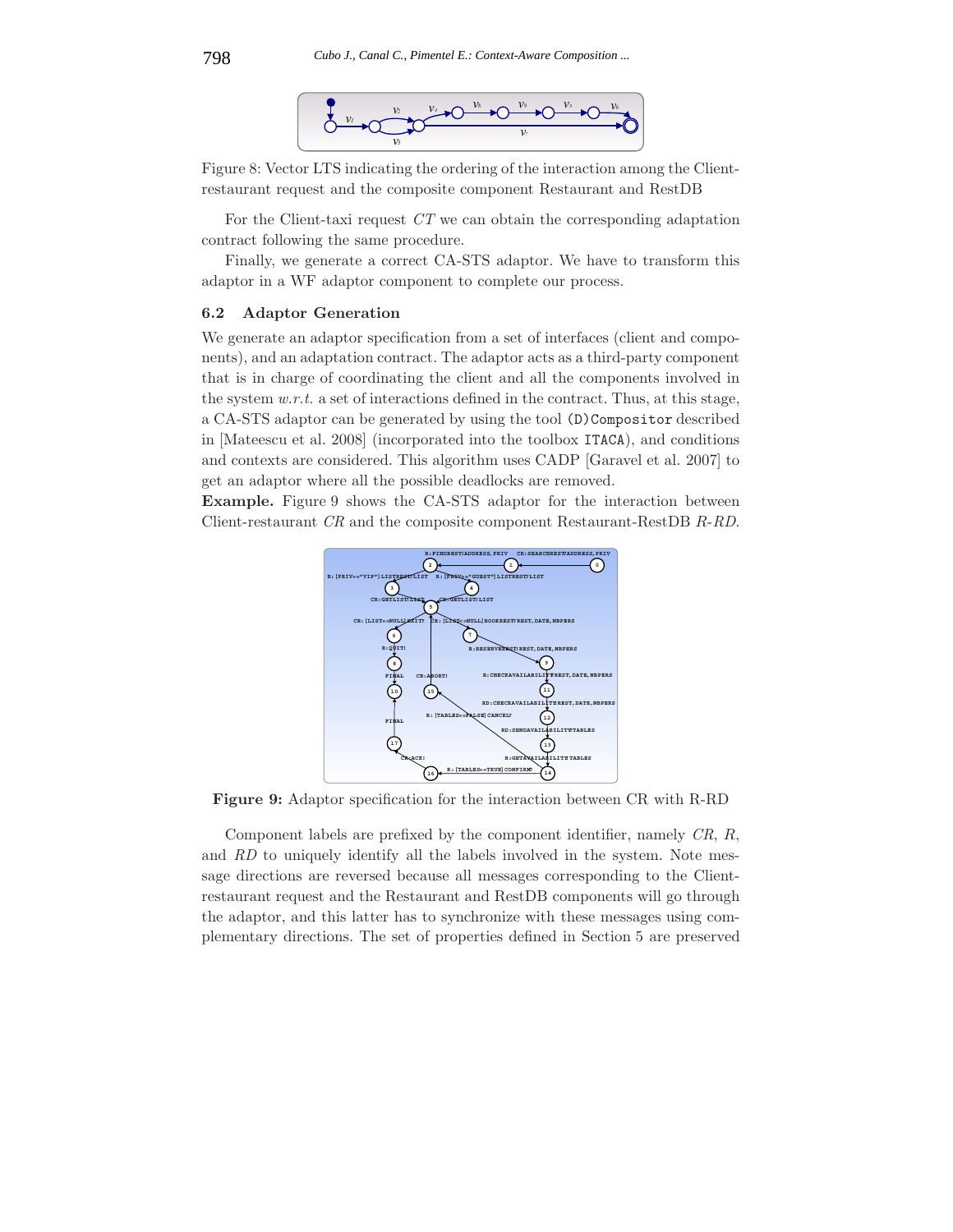Figure 8: Vector LTS indicating the ordering of the interaction among the Client-restaurant request and the composite component Restaurant and RestDB

For the Client-taxi request $CT$ we can obtain the corresponding adaptation contract following the same procedure.

Finally, we generate a correct CA-STS adaptor. We have to transform this adaptor in a WF adaptor component to complete our process.

### 6.2 Adaptor Generation

We generate an adaptor specification from a set of interfaces (client and components), and an adaptation contract. The adaptor acts as a third-party component that is in charge of coordinating the client and all the components involved in the system *w.r.t.* a set of interactions defined in the adaptation contract. Thus, at this stage, a CA-STS adaptor can be generated by using the tool `(D)Compositor` described in [Mateescu et al. 2008] (incorporated into the toolbox `ITACA`), and conditions and contexts are considered. This algorithm uses CADP [Garavel et al. 2007] to get an adaptor where all the possible deadlocks are removed.

**Example.** Figure 9 shows the CA-STS adaptor for the interaction between Client-restaurant $CR$ and the composite component Restaurant-RestDB $R$-$RD$.

**Figure 9:** Adaptor specification for the interaction between CR with R-RD

Component labels are prefixed by the component identifier, namely $CR$, $R$, and $RD$ to uniquely identify all the labels involved in the system. Note message directions are reversed because all messages corresponding to the Client-restaurant request and the Restaurant and RestDB components will go through the adaptor, and this latter has to synchronize with these messages using complementary directions. The set of properties defined in Section 5 are preserved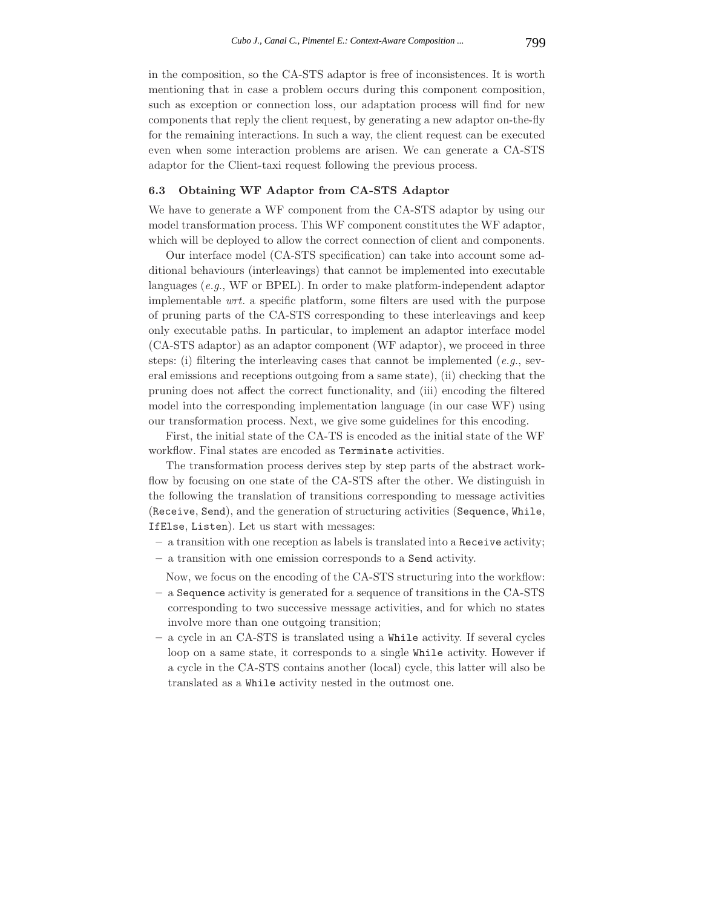in the composition, so the CA-STS adaptor is free of inconsistences. It is worth mentioning that in case a problem occurs during this component composition, such as exception or connection loss, our adaptation process will find for new components that reply the client request, by generating a new adaptor on-the-fly for the remaining interactions. In such a way, the client request can be executed even when some interaction problems are arisen. We can generate a CA-STS adaptor for the Client-taxi request following the previous process.

### 6.3 Obtaining WF Adaptor from CA-STS Adaptor

We have to generate a WF component from the CA-STS adaptor by using our model transformation process. This WF component constitutes the WF adaptor, which will be deployed to allow the correct connection of client and components.

Our interface model (CA-STS specification) can take into account some additional behaviours (interleavings) that cannot be implemented into executable languages (*e.g.*, WF or BPEL). In order to make platform-independent adaptor implementable *wrt.* a specific platform, some filters are used with the purpose of pruning parts of the CA-STS corresponding to these interleavings and keep only executable paths. In particular, to implement an adaptor interface model (CA-STS adaptor) as an adaptor component (WF adaptor), we proceed in three steps: (i) filtering the interleaving cases that cannot be implemented (*e.g.*, several emissions and receptions outgoing from a same state), (ii) checking that the pruning does not affect the correct functionality, and (iii) encoding the filtered model into the corresponding implementation language (in our case WF) using our transformation process. Next, we give some guidelines for this encoding.

First, the initial state of the CA-TS is encoded as the initial state of the WF workflow. Final states are encoded as `Terminate` activities.

The transformation process derives step by step parts of the abstract workflow by focusing on one state of the CA-STS after the other. We distinguish in the following the translation of transitions corresponding to message activities (`Receive`, `Send`), and the generation of structuring activities (`Sequence`, `While`, `IfElse`, `Listen`). Let us start with messages:

- a transition with one reception as labels is translated into a `Receive` activity;
- a transition with one emission corresponds to a `Send` activity.

Now, we focus on the encoding of the CA-STS structuring into the workflow:

- a `Sequence` activity is generated for a sequence of transitions in the CA-STS corresponding to two successive message activities, and for which no states involve more than one outgoing transition;
- a cycle in an CA-STS is translated using a `While` activity. If several cycles loop on a same state, it corresponds to a single `While` activity. However if a cycle in the CA-STS contains another (local) cycle, this latter will also be translated as a `While` activity nested in the outmost one.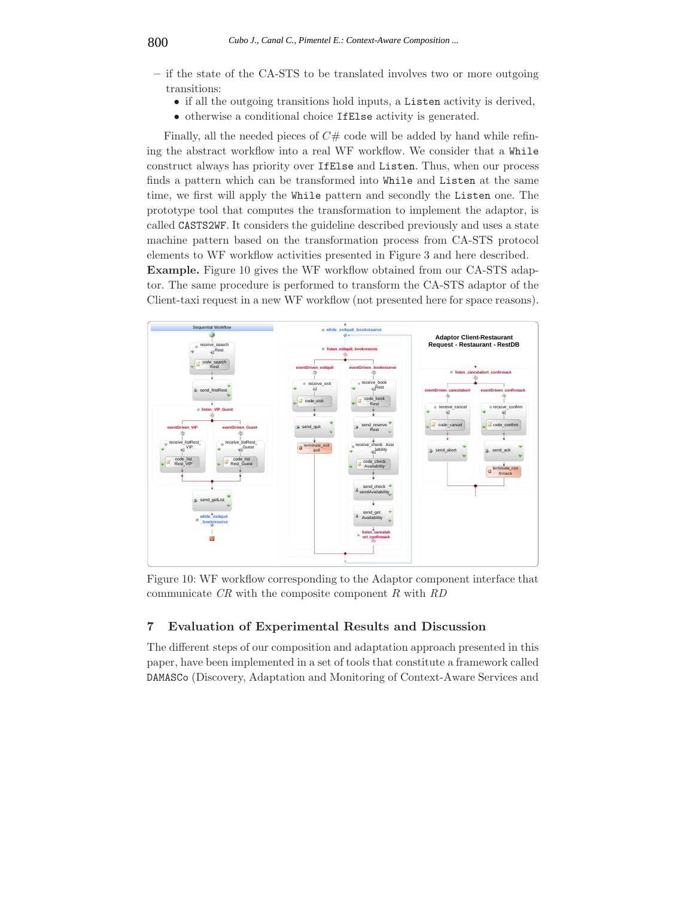– if the state of the CA-STS to be translated involves two or more outgoing transitions:
  - if all the outgoing transitions hold inputs, a `Listen` activity is derived,
  - otherwise a conditional choice `IfElse` activity is generated.

Finally, all the needed pieces of $C\#$ code will be added by hand while refining the abstract workflow into a real WF workflow. We consider that a `While` construct always has priority over `IfElse` and `Listen`. Thus, when our process finds a pattern which can be transformed into `While` and `Listen` at the same time, we first will apply the `While` pattern and secondly the `Listen` one. The prototype tool that computes the transformation to implement the adaptor, is called `CASTS2WF`. It considers the guideline described previously and uses a state machine pattern based on the transformation process from CA-STS protocol elements to WF workflow activities presented in Figure 3 and here described.

**Example.** Figure 10 gives the WF workflow obtained from our CA-STS adaptor. The same procedure is performed to transform the CA-STS adaptor of the Client-taxi request in a new WF workflow (not presented here for space reasons).

Figure 10: WF workflow corresponding to the Adaptor component interface that communicate *CR* with the composite component *R* with *RD*

## 7 Evaluation of Experimental Results and Discussion

The different steps of our composition and adaptation approach presented in this paper, have been implemented in a set of tools that constitute a framework called `DAMASCo` (Discovery, Adaptation and Monitoring of Context-Aware Services and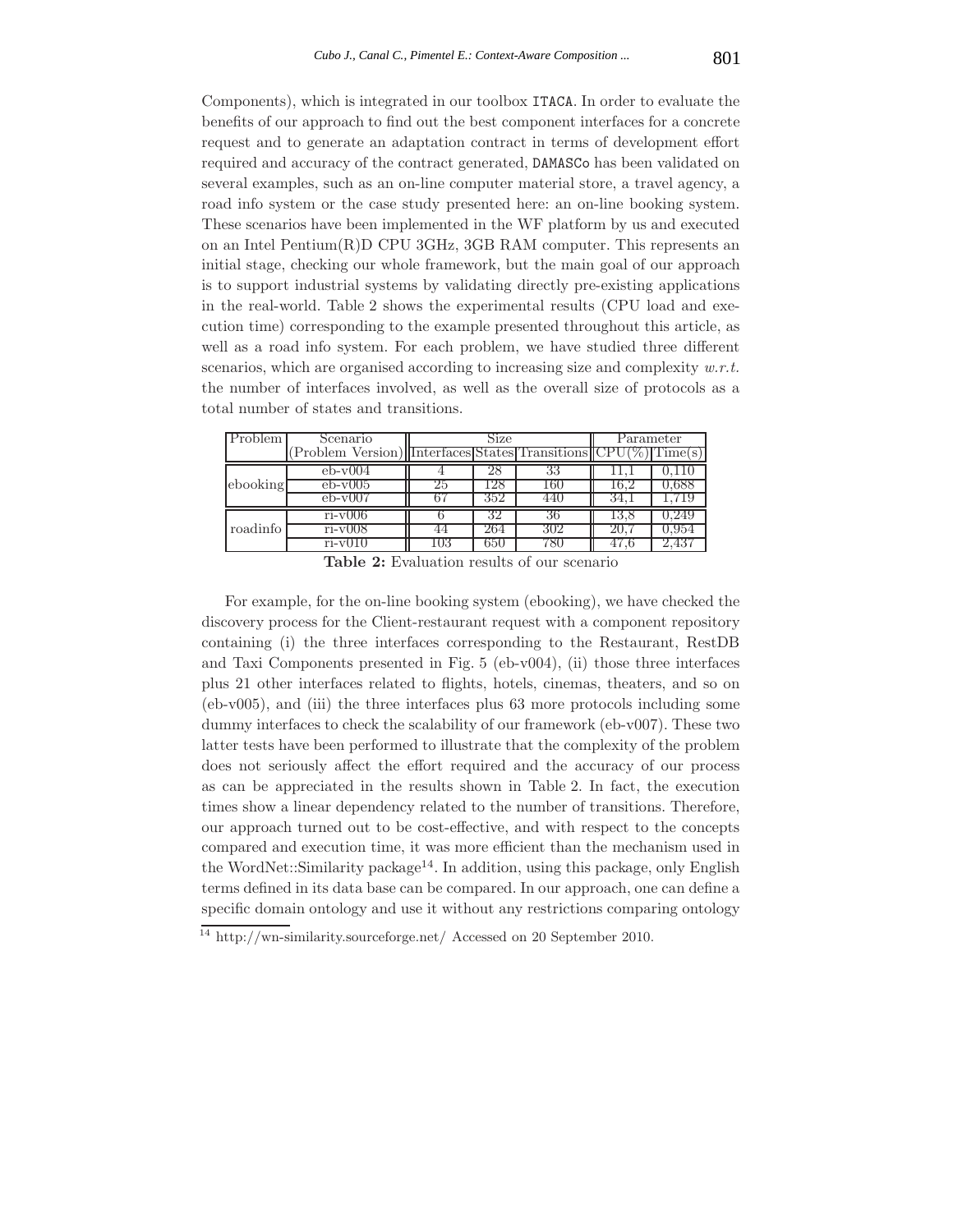Components), which is integrated in our toolbox ITACA. In order to evaluate the benefits of our approach to find out the best component interfaces for a concrete request and to generate an adaptation contract in terms of development effort required and accuracy of the contract generated, DAMASCo has been validated on several examples, such as an on-line computer material store, a travel agency, a road info system or the case study presented here: an on-line booking system. These scenarios have been implemented in the WF platform by us and executed on an Intel Pentium(R)D CPU 3GHz, 3GB RAM computer. This represents an initial stage, checking our whole framework, but the main goal of our approach is to support industrial systems by validating directly pre-existing applications in the real-world. Table 2 shows the experimental results (CPU load and execution time) corresponding to the example presented throughout this article, as well as a road info system. For each problem, we have studied three different scenarios, which are organised according to increasing size and complexity *w.r.t.* the number of interfaces involved, as well as the overall size of protocols as a total number of states and transitions.

| Problem | Scenario | Size | | | Parameter | |
|---|---|---|---|---|---|---|
| | (Problem Version) | Interfaces | States | Transitions | CPU(%) | Time(s) |
| ebooking | eb-v004 | 4 | 28 | 33 | 11,1 | 0,110 |
| | eb-v005 | 25 | 128 | 160 | 16,2 | 0,688 |
| | eb-v007 | 67 | 352 | 440 | 34,1 | 1,719 |
| roadinfo | ri-v006 | 6 | 32 | 36 | 13,8 | 0,249 |
| | ri-v008 | 44 | 264 | 302 | 20,7 | 0,954 |
| | ri-v010 | 103 | 650 | 780 | 47,6 | 2,437 |

**Table 2:** Evaluation results of our scenario

For example, for the on-line booking system (ebooking), we have checked the discovery process for the Client-restaurant request with a component repository containing (i) the three interfaces corresponding to the Restaurant, RestDB and Taxi Components presented in Fig. 5 (eb-v004), (ii) those three interfaces plus 21 other interfaces related to flights, hotels, cinemas, theaters, and so on (eb-v005), and (iii) the three interfaces plus 63 more protocols including some dummy interfaces to check the scalability of our framework (eb-v007). These two latter tests have been performed to illustrate that the complexity of the problem does not seriously affect the effort required and the accuracy of our process as can be appreciated in the results shown in Table 2. In fact, the execution times show a linear dependency related to the number of transitions. Therefore, our approach turned out to be cost-effective, and with respect to the concepts compared and execution time, it was more efficient than the mechanism used in the WordNet::Similarity package[14]. In addition, using this package, only English terms defined in its data base can be compared. In our approach, one can define a specific domain ontology and use it without any restrictions comparing ontology

[14] http://wn-similarity.sourceforge.net/ Accessed on 20 September 2010.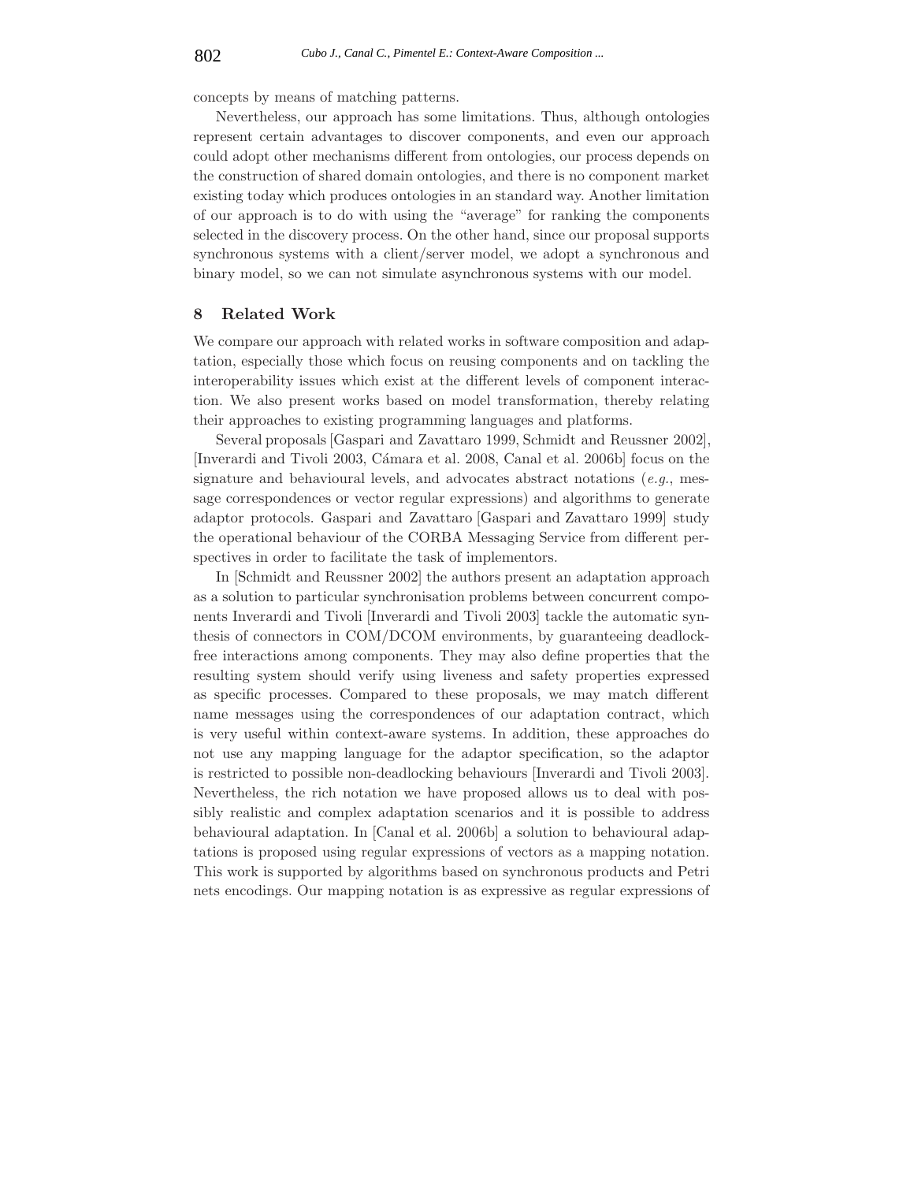concepts by means of matching patterns.

Nevertheless, our approach has some limitations. Thus, although ontologies represent certain advantages to discover components, and even our approach could adopt other mechanisms different from ontologies, our process depends on the construction of shared domain ontologies, and there is no component market existing today which produces ontologies in an standard way. Another limitation of our approach is to do with using the "average" for ranking the components selected in the discovery process. On the other hand, since our proposal supports synchronous systems with a client/server model, we adopt a synchronous and binary model, so we can not simulate asynchronous systems with our model.

## 8 Related Work

We compare our approach with related works in software composition and adaptation, especially those which focus on reusing components and on tackling the interoperability issues which exist at the different levels of component interaction. We also present works based on model transformation, thereby relating their approaches to existing programming languages and platforms.

Several proposals [Gaspari and Zavattaro 1999, Schmidt and Reussner 2002], [Inverardi and Tivoli 2003, Cámara et al. 2008, Canal et al. 2006b] focus on the signature and behavioural levels, and advocates abstract notations (*e.g.*, message correspondences or vector regular expressions) and algorithms to generate adaptor protocols. Gaspari and Zavattaro [Gaspari and Zavattaro 1999] study the operational behaviour of the CORBA Messaging Service from different perspectives in order to facilitate the task of implementors.

In [Schmidt and Reussner 2002] the authors present an adaptation approach as a solution to particular synchronisation problems between concurrent components Inverardi and Tivoli [Inverardi and Tivoli 2003] tackle the automatic synthesis of connectors in COM/DCOM environments, by guaranteeing deadlock-free interactions among components. They may also define properties that the resulting system should verify using liveness and safety properties expressed as specific processes. Compared to these proposals, we may match different name messages using the correspondences of our adaptation contract, which is very useful within context-aware systems. In addition, these approaches do not use any mapping language for the adaptor specification, so the adaptor is restricted to possible non-deadlocking behaviours [Inverardi and Tivoli 2003]. Nevertheless, the rich notation we have proposed allows us to deal with possibly realistic and complex adaptation scenarios and it is possible to address behavioural adaptation. In [Canal et al. 2006b] a solution to behavioural adaptations is proposed using regular expressions of vectors as a mapping notation. This work is supported by algorithms based on synchronous products and Petri nets encodings. Our mapping notation is as expressive as regular expressions of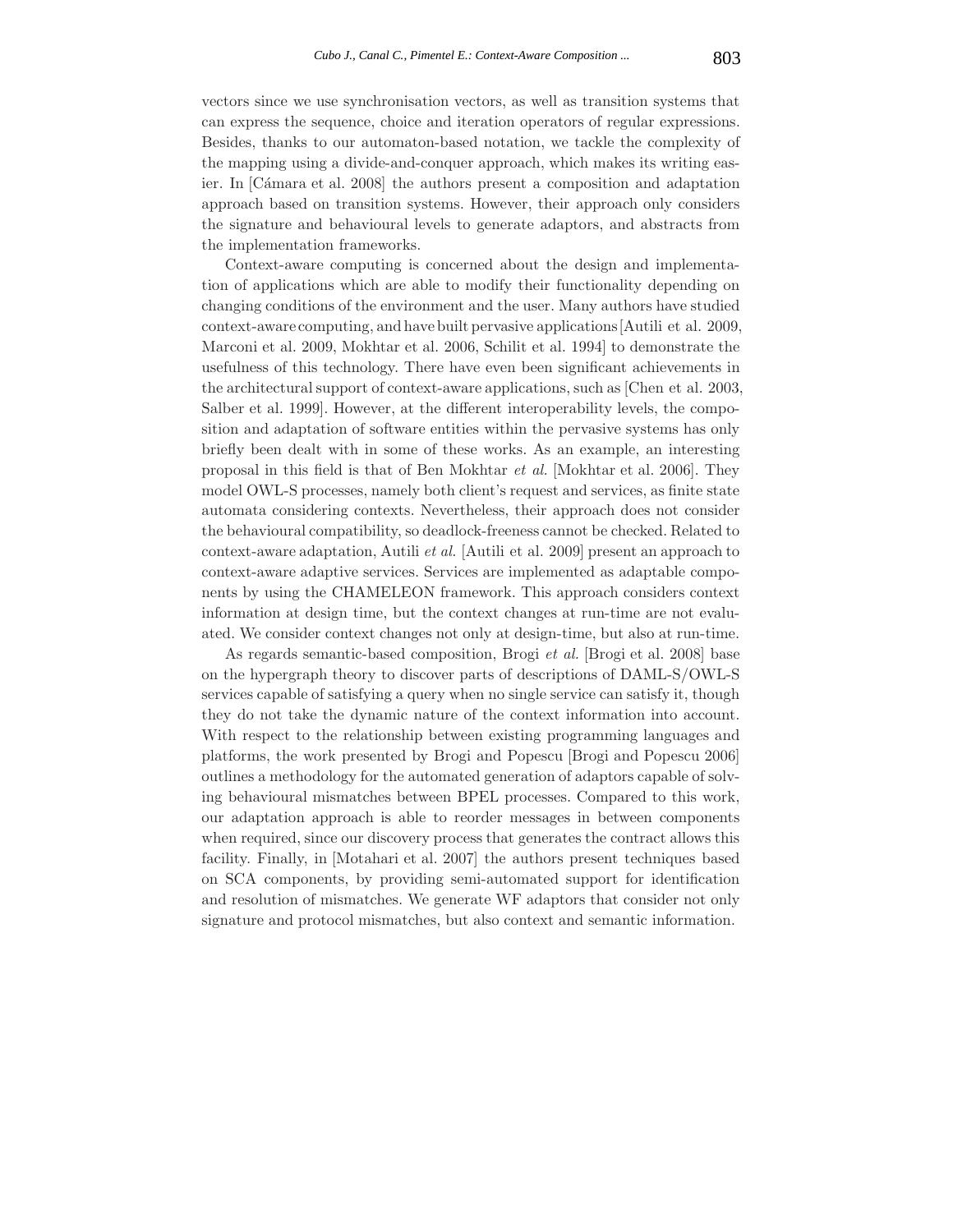vectors since we use synchronisation vectors, as well as transition systems that can express the sequence, choice and iteration operators of regular expressions. Besides, thanks to our automaton-based notation, we tackle the complexity of the mapping using a divide-and-conquer approach, which makes its writing easier. In [Cámara et al. 2008] the authors present a composition and adaptation approach based on transition systems. However, their approach only considers the signature and behavioural levels to generate adaptors, and abstracts from the implementation frameworks.

Context-aware computing is concerned about the design and implementation of applications which are able to modify their functionality depending on changing conditions of the environment and the user. Many authors have studied context-aware computing, and have built pervasive applications [Autili et al. 2009, Marconi et al. 2009, Mokhtar et al. 2006, Schilit et al. 1994] to demonstrate the usefulness of this technology. There have even been significant achievements in the architectural support of context-aware applications, such as [Chen et al. 2003, Salber et al. 1999]. However, at the different interoperability levels, the composition and adaptation of software entities within the pervasive systems has only briefly been dealt with in some of these works. As an example, an interesting proposal in this field is that of Ben Mokhtar *et al.* [Mokhtar et al. 2006]. They model OWL-S processes, namely both client's request and services, as finite state automata considering contexts. Nevertheless, their approach does not consider the behavioural compatibility, so deadlock-freeness cannot be checked. Related to context-aware adaptation, Autili *et al.* [Autili et al. 2009] present an approach to context-aware adaptive services. Services are implemented as adaptable components by using the CHAMELEON framework. This approach considers context information at design time, but the context changes at run-time are not evaluated. We consider context changes not only at design-time, but also at run-time.

As regards semantic-based composition, Brogi *et al.* [Brogi et al. 2008] base on the hypergraph theory to discover parts of descriptions of DAML-S/OWL-S services capable of satisfying a query when no single service can satisfy it, though they do not take the dynamic nature of the context information into account. With respect to the relationship between existing programming languages and platforms, the work presented by Brogi and Popescu [Brogi and Popescu 2006] outlines a methodology for the automated generation of adaptors capable of solving behavioural mismatches between BPEL processes. Compared to this work, our adaptation approach is able to reorder messages in between components when required, since our discovery process that generates the contract allows this facility. Finally, in [Motahari et al. 2007] the authors present techniques based on SCA components, by providing semi-automated support for identification and resolution of mismatches. We generate WF adaptors that consider not only signature and protocol mismatches, but also context and semantic information.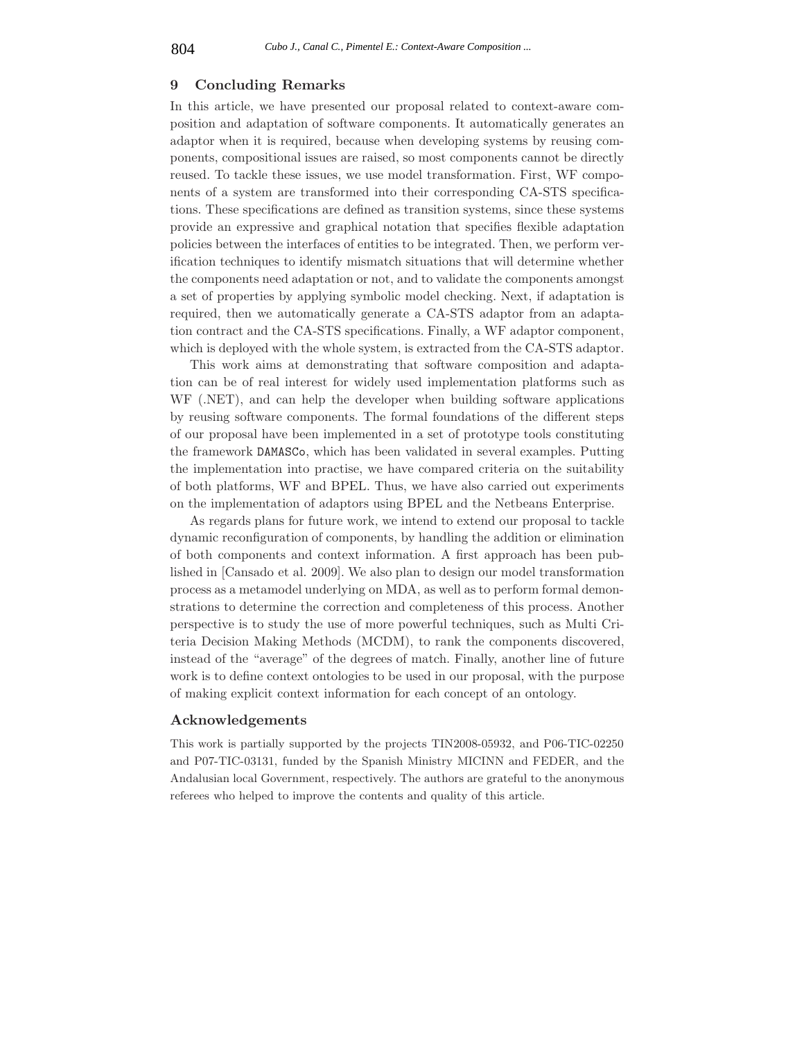## 9 Concluding Remarks

In this article, we have presented our proposal related to context-aware composition and adaptation of software components. It automatically generates an adaptor when it is required, because when developing systems by reusing components, compositional issues are raised, so most components cannot be directly reused. To tackle these issues, we use model transformation. First, WF components of a system are transformed into their corresponding CA-STS specifications. These specifications are defined as transition systems, since these systems provide an expressive and graphical notation that specifies flexible adaptation policies between the interfaces of entities to be integrated. Then, we perform verification techniques to identify mismatch situations that will determine whether the components need adaptation or not, and to validate the components amongst a set of properties by applying symbolic model checking. Next, if adaptation is required, then we automatically generate a CA-STS adaptor from an adaptation contract and the CA-STS specifications. Finally, a WF adaptor component, which is deployed with the whole system, is extracted from the CA-STS adaptor.

This work aims at demonstrating that software composition and adaptation can be of real interest for widely used implementation platforms such as WF (.NET), and can help the developer when building software applications by reusing software components. The formal foundations of the different steps of our proposal have been implemented in a set of prototype tools constituting the framework `DAMASCo`, which has been validated in several examples. Putting the implementation into practise, we have compared criteria on the suitability of both platforms, WF and BPEL. Thus, we have also carried out experiments on the implementation of adaptors using BPEL and the Netbeans Enterprise.

As regards plans for future work, we intend to extend our proposal to tackle dynamic reconfiguration of components, by handling the addition or elimination of both components and context information. A first approach has been published in [Cansado et al. 2009]. We also plan to design our model transformation process as a metamodel underlying on MDA, as well as to perform formal demonstrations to determine the correction and completeness of this process. Another perspective is to study the use of more powerful techniques, such as Multi Criteria Decision Making Methods (MCDM), to rank the components discovered, instead of the "average" of the degrees of match. Finally, another line of future work is to define context ontologies to be used in our proposal, with the purpose of making explicit context information for each concept of an ontology.

### Acknowledgements

This work is partially supported by the projects TIN2008-05932, and P06-TIC-02250 and P07-TIC-03131, funded by the Spanish Ministry MICINN and FEDER, and the Andalusian local Government, respectively. The authors are grateful to the anonymous referees who helped to improve the contents and quality of this article.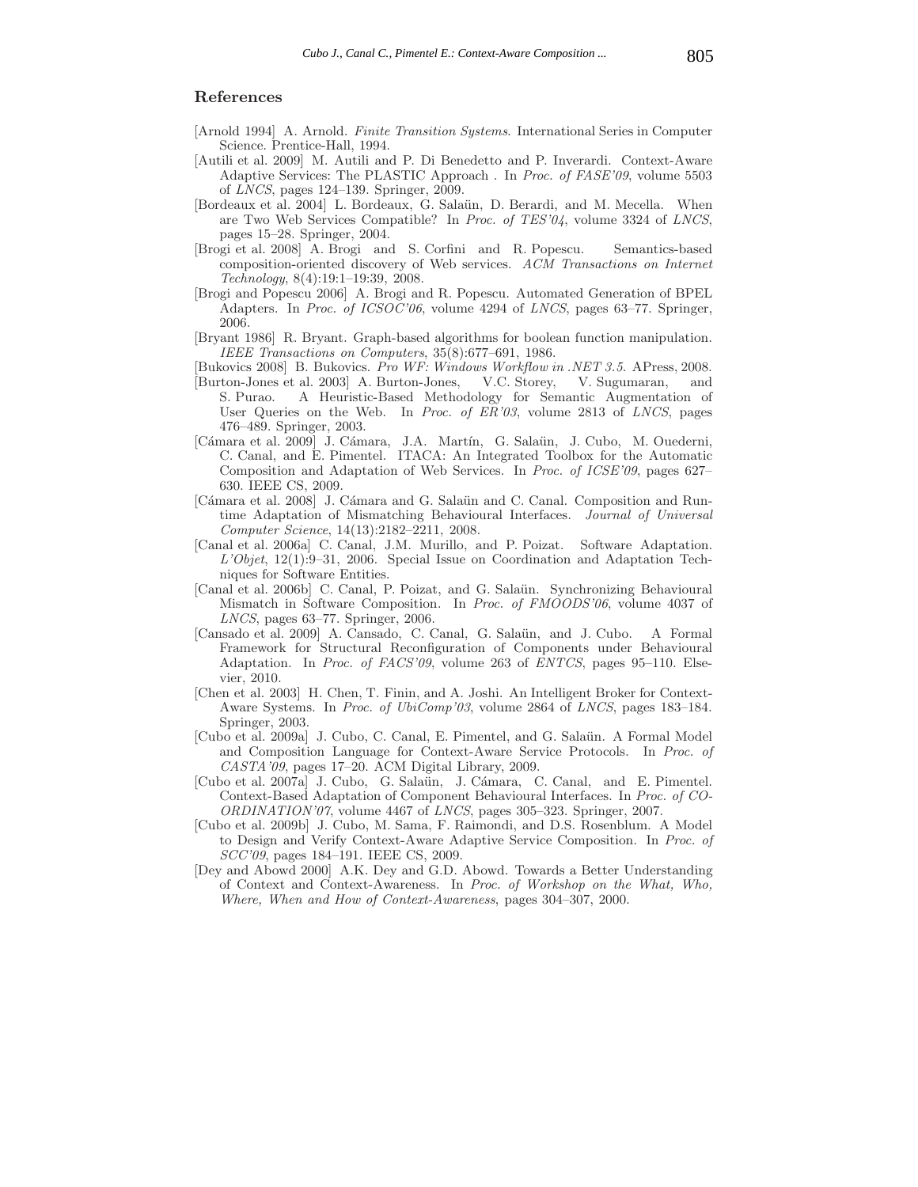## References

[Arnold 1994] A. Arnold. *Finite Transition Systems*. International Series in Computer Science. Prentice-Hall, 1994.

[Autili et al. 2009] M. Autili and P. Di Benedetto and P. Inverardi. Context-Aware Adaptive Services: The PLASTIC Approach . In *Proc. of FASE'09*, volume 5503 of *LNCS*, pages 124–139. Springer, 2009.

[Bordeaux et al. 2004] L. Bordeaux, G. Salaün, D. Berardi, and M. Mecella. When are Two Web Services Compatible? In *Proc. of TES'04*, volume 3324 of *LNCS*, pages 15–28. Springer, 2004.

[Brogi et al. 2008] A. Brogi and S. Corfini and R. Popescu. Semantics-based composition-oriented discovery of Web services. *ACM Transactions on Internet Technology*, 8(4):19:1–19:39, 2008.

[Brogi and Popescu 2006] A. Brogi and R. Popescu. Automated Generation of BPEL Adapters. In *Proc. of ICSOC'06*, volume 4294 of *LNCS*, pages 63–77. Springer, 2006.

[Bryant 1986] R. Bryant. Graph-based algorithms for boolean function manipulation. *IEEE Transactions on Computers*, 35(8):677–691, 1986.

[Bukovics 2008] B. Bukovics. *Pro WF: Windows Workflow in .NET 3.5*. APress, 2008.

[Burton-Jones et al. 2003] A. Burton-Jones, V.C. Storey, V. Sugumaran, and S. Purao. A Heuristic-Based Methodology for Semantic Augmentation of User Queries on the Web. In *Proc. of ER'03*, volume 2813 of *LNCS*, pages 476–489. Springer, 2003.

[Cámara et al. 2009] J. Cámara, J.A. Martín, G. Salaün, J. Cubo, M. Ouederni, C. Canal, and E. Pimentel. ITACA: An Integrated Toolbox for the Automatic Composition and Adaptation of Web Services. In *Proc. of ICSE'09*, pages 627–630. IEEE CS, 2009.

[Cámara et al. 2008] J. Cámara and G. Salaün and C. Canal. Composition and Run-time Adaptation of Mismatching Behavioural Interfaces. *Journal of Universal Computer Science*, 14(13):2182–2211, 2008.

[Canal et al. 2006a] C. Canal, J.M. Murillo, and P. Poizat. Software Adaptation. *L'Objet*, 12(1):9–31, 2006. Special Issue on Coordination and Adaptation Techniques for Software Entities.

[Canal et al. 2006b] C. Canal, P. Poizat, and G. Salaün. Synchronizing Behavioural Mismatch in Software Composition. In *Proc. of FMOODS'06*, volume 4037 of *LNCS*, pages 63–77. Springer, 2006.

[Cansado et al. 2009] A. Cansado, C. Canal, G. Salaün, and J. Cubo. A Formal Framework for Structural Reconfiguration of Components under Behavioural Adaptation. In *Proc. of FACS'09*, volume 263 of *ENTCS*, pages 95–110. Elsevier, 2010.

[Chen et al. 2003] H. Chen, T. Finin, and A. Joshi. An Intelligent Broker for Context-Aware Systems. In *Proc. of UbiComp'03*, volume 2864 of *LNCS*, pages 183–184. Springer, 2003.

[Cubo et al. 2009a] J. Cubo, C. Canal, E. Pimentel, and G. Salaün. A Formal Model and Composition Language for Context-Aware Service Protocols. In *Proc. of CASTA'09*, pages 17–20. ACM Digital Library, 2009.

[Cubo et al. 2007a] J. Cubo, G. Salaün, J. Cámara, C. Canal, and E. Pimentel. Context-Based Adaptation of Component Behavioural Interfaces. In *Proc. of COORDINATION'07*, volume 4467 of *LNCS*, pages 305–323. Springer, 2007.

[Cubo et al. 2009b] J. Cubo, M. Sama, F. Raimondi, and D.S. Rosenblum. A Model to Design and Verify Context-Aware Adaptive Service Composition. In *Proc. of SCC'09*, pages 184–191. IEEE CS, 2009.

[Dey and Abowd 2000] A.K. Dey and G.D. Abowd. Towards a Better Understanding of Context and Context-Awareness. In *Proc. of Workshop on the What, Who, Where, When and How of Context-Awareness*, pages 304–307, 2000.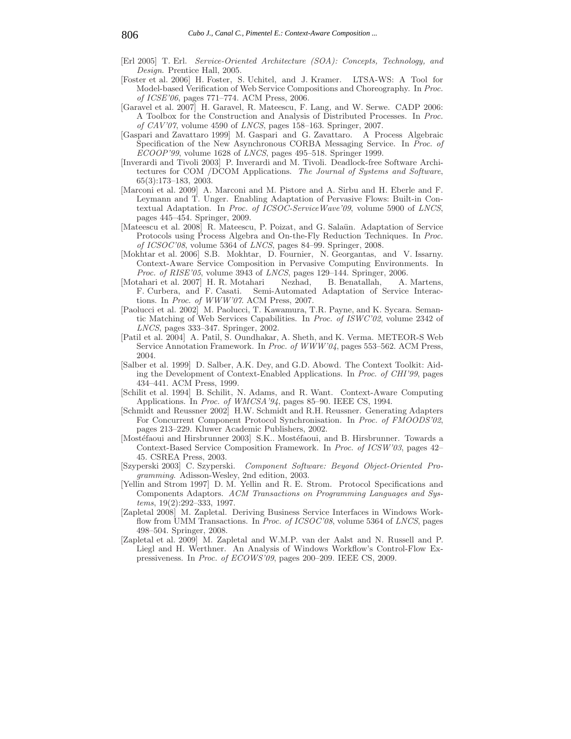[Erl 2005] T. Erl. *Service-Oriented Architecture (SOA): Concepts, Technology, and Design*. Prentice Hall, 2005.

[Foster et al. 2006] H. Foster, S. Uchitel, and J. Kramer. LTSA-WS: A Tool for Model-based Verification of Web Service Compositions and Choreography. In *Proc. of ICSE'06*, pages 771–774. ACM Press, 2006.

[Garavel et al. 2007] H. Garavel, R. Mateescu, F. Lang, and W. Serwe. CADP 2006: A Toolbox for the Construction and Analysis of Distributed Processes. In *Proc. of CAV'07*, volume 4590 of *LNCS*, pages 158–163. Springer, 2007.

[Gaspari and Zavattaro 1999] M. Gaspari and G. Zavattaro. A Process Algebraic Specification of the New Asynchronous CORBA Messaging Service. In *Proc. of ECOOP'99*, volume 1628 of *LNCS*, pages 495–518. Springer 1999.

[Inverardi and Tivoli 2003] P. Inverardi and M. Tivoli. Deadlock-free Software Architectures for COM /DCOM Applications. *The Journal of Systems and Software*, 65(3):173–183, 2003.

[Marconi et al. 2009] A. Marconi and M. Pistore and A. Sirbu and H. Eberle and F. Leymann and T. Unger. Enabling Adaptation of Pervasive Flows: Built-in Contextual Adaptation. In *Proc. of ICSOC-ServiceWave'09*, volume 5900 of *LNCS*, pages 445–454. Springer, 2009.

[Mateescu et al. 2008] R. Mateescu, P. Poizat, and G. Salaün. Adaptation of Service Protocols using Process Algebra and On-the-Fly Reduction Techniques. In *Proc. of ICSOC'08*, volume 5364 of *LNCS*, pages 84–99. Springer, 2008.

[Mokhtar et al. 2006] S.B. Mokhtar, D. Fournier, N. Georgantas, and V. Issarny. Context-Aware Service Composition in Pervasive Computing Environments. In *Proc. of RISE'05*, volume 3943 of *LNCS*, pages 129–144. Springer, 2006.

[Motahari et al. 2007] H. R. Motahari Nezhad, B. Benatallah, A. Martens, F. Curbera, and F. Casati. Semi-Automated Adaptation of Service Interactions. In *Proc. of WWW'07*. ACM Press, 2007.

[Paolucci et al. 2002] M. Paolucci, T. Kawamura, T.R. Payne, and K. Sycara. Semantic Matching of Web Services Capabilities. In *Proc. of ISWC'02*, volume 2342 of *LNCS*, pages 333–347. Springer, 2002.

[Patil et al. 2004] A. Patil, S. Oundhakar, A. Sheth, and K. Verma. METEOR-S Web Service Annotation Framework. In *Proc. of WWW'04*, pages 553–562. ACM Press, 2004.

[Salber et al. 1999] D. Salber, A.K. Dey, and G.D. Abowd. The Context Toolkit: Aiding the Development of Context-Enabled Applications. In *Proc. of CHI'99*, pages 434–441. ACM Press, 1999.

[Schilit et al. 1994] B. Schilit, N. Adams, and R. Want. Context-Aware Computing Applications. In *Proc. of WMCSA'94*, pages 85–90. IEEE CS, 1994.

[Schmidt and Reussner 2002] H.W. Schmidt and R.H. Reussner. Generating Adapters For Concurrent Component Protocol Synchronisation. In *Proc. of FMOODS'02*, pages 213–229. Kluwer Academic Publishers, 2002.

[Mostéfaoui and Hirsbrunner 2003] S.K.. Mostéfaoui, and B. Hirsbrunner. Towards a Context-Based Service Composition Framework. In *Proc. of ICSW'03*, pages 42–45. CSREA Press, 2003.

[Szyperski 2003] C. Szyperski. *Component Software: Beyond Object-Oriented Programming*. Adisson-Wesley, 2nd edition, 2003.

[Yellin and Strom 1997] D. M. Yellin and R. E. Strom. Protocol Specifications and Components Adaptors. *ACM Transactions on Programming Languages and Systems*, 19(2):292–333, 1997.

[Zapletal 2008] M. Zapletal. Deriving Business Service Interfaces in Windows Workflow from UMM Transactions. In *Proc. of ICSOC'08*, volume 5364 of *LNCS*, pages 498–504. Springer, 2008.

[Zapletal et al. 2009] M. Zapletal and W.M.P. van der Aalst and N. Russell and P. Liegl and H. Werthner. An Analysis of Windows Workflow's Control-Flow Expressiveness. In *Proc. of ECOWS'09*, pages 200–209. IEEE CS, 2009.